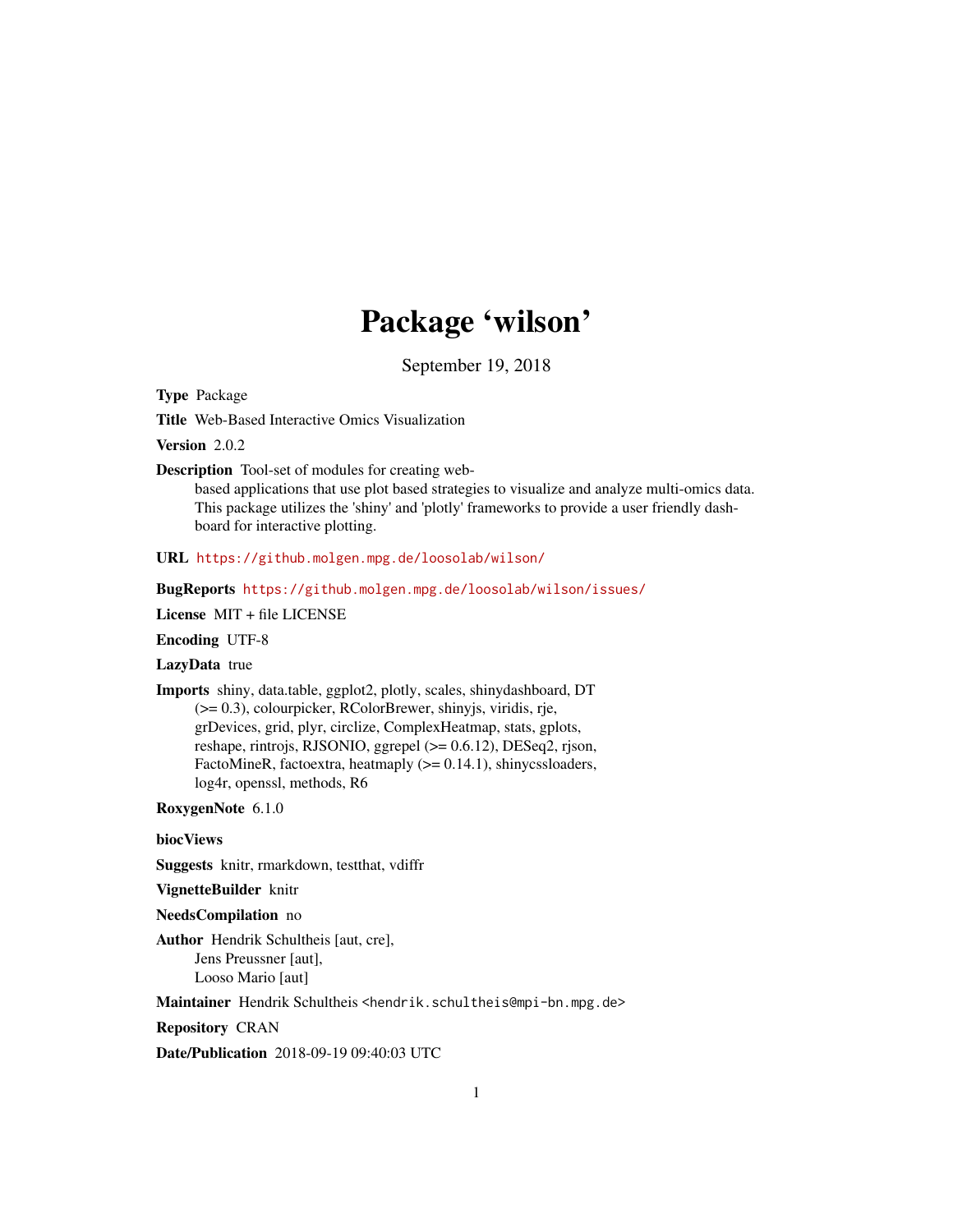# Package 'wilson'

September 19, 2018

**Type** Package

**Title** Web-Based Interactive Omics Visualization

**Version** 2.0.2

**Description** Tool-set of modules for creating web-based applications that use plot based strategies to visualize and analyze multi-omics data. This package utilizes the 'shiny' and 'plotly' frameworks to provide a user friendly dashboard for interactive plotting.

**URL** https://github.molgen.mpg.de/loosolab/wilson/

**BugReports** https://github.molgen.mpg.de/loosolab/wilson/issues/

**License** MIT + file LICENSE

**Encoding** UTF-8

**LazyData** true

**Imports** shiny, data.table, ggplot2, plotly, scales, shinydashboard, DT (>= 0.3), colourpicker, RColorBrewer, shinyjs, viridis, rje, grDevices, grid, plyr, circlize, ComplexHeatmap, stats, gplots, reshape, rintrojs, RJSONIO, ggrepel (>= 0.6.12), DESeq2, rjson, FactoMineR, factoextra, heatmaply (>= 0.14.1), shinycssloaders, log4r, openssl, methods, R6

**RoxygenNote** 6.1.0

**biocViews**

**Suggests** knitr, rmarkdown, testthat, vdiffr

**VignetteBuilder** knitr

**NeedsCompilation** no

**Author** Hendrik Schultheis [aut, cre], Jens Preussner [aut], Looso Mario [aut]

**Maintainer** Hendrik Schultheis <hendrik.schultheis@mpi-bn.mpg.de>

**Repository** CRAN

**Date/Publication** 2018-09-19 09:40:03 UTC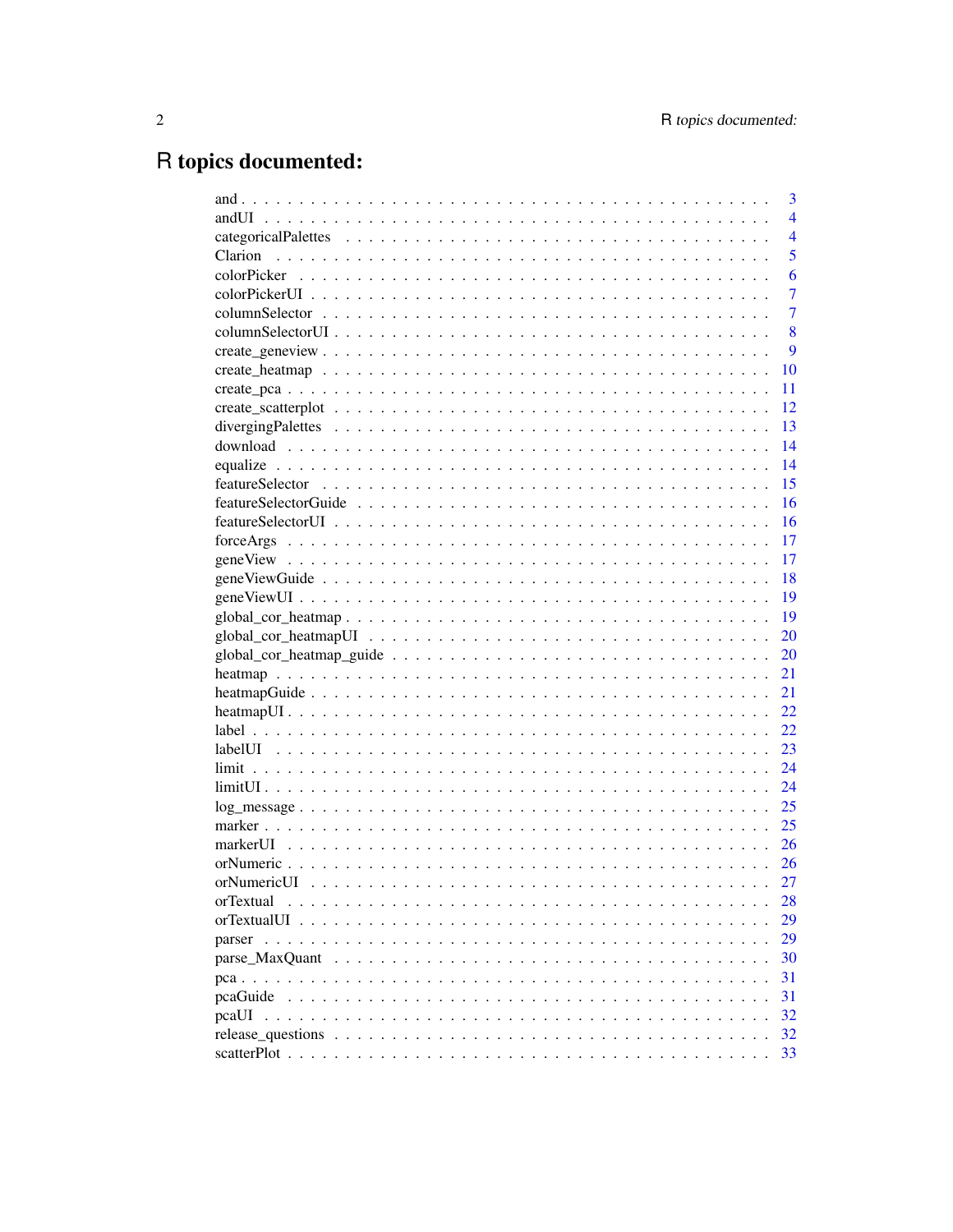# R topics documented:

| | |
|---|---|
| and | 3 |
| andUI | 4 |
| categoricalPalettes | 4 |
| Clarion | 5 |
| colorPicker | 6 |
| colorPickerUI | 7 |
| columnSelector | 7 |
| columnSelectorUI | 8 |
| create_geneview | 9 |
| create_heatmap | 10 |
| create_pca | 11 |
| create_scatterplot | 12 |
| divergingPalettes | 13 |
| download | 14 |
| equalize | 14 |
| featureSelector | 15 |
| featureSelectorGuide | 16 |
| featureSelectorUI | 16 |
| forceArgs | 17 |
| geneView | 17 |
| geneViewGuide | 18 |
| geneViewUI | 19 |
| global_cor_heatmap | 19 |
| global_cor_heatmapUI | 20 |
| global_cor_heatmap_guide | 20 |
| heatmap | 21 |
| heatmapGuide | 21 |
| heatmapUI | 22 |
| label | 22 |
| labelUI | 23 |
| limit | 24 |
| limitUI | 24 |
| log_message | 25 |
| marker | 25 |
| markerUI | 26 |
| orNumeric | 26 |
| orNumericUI | 27 |
| orTextual | 28 |
| orTextualUI | 29 |
| parser | 29 |
| parse_MaxQuant | 30 |
| pca | 31 |
| pcaGuide | 31 |
| pcaUI | 32 |
| release_questions | 32 |
| scatterPlot | 33 |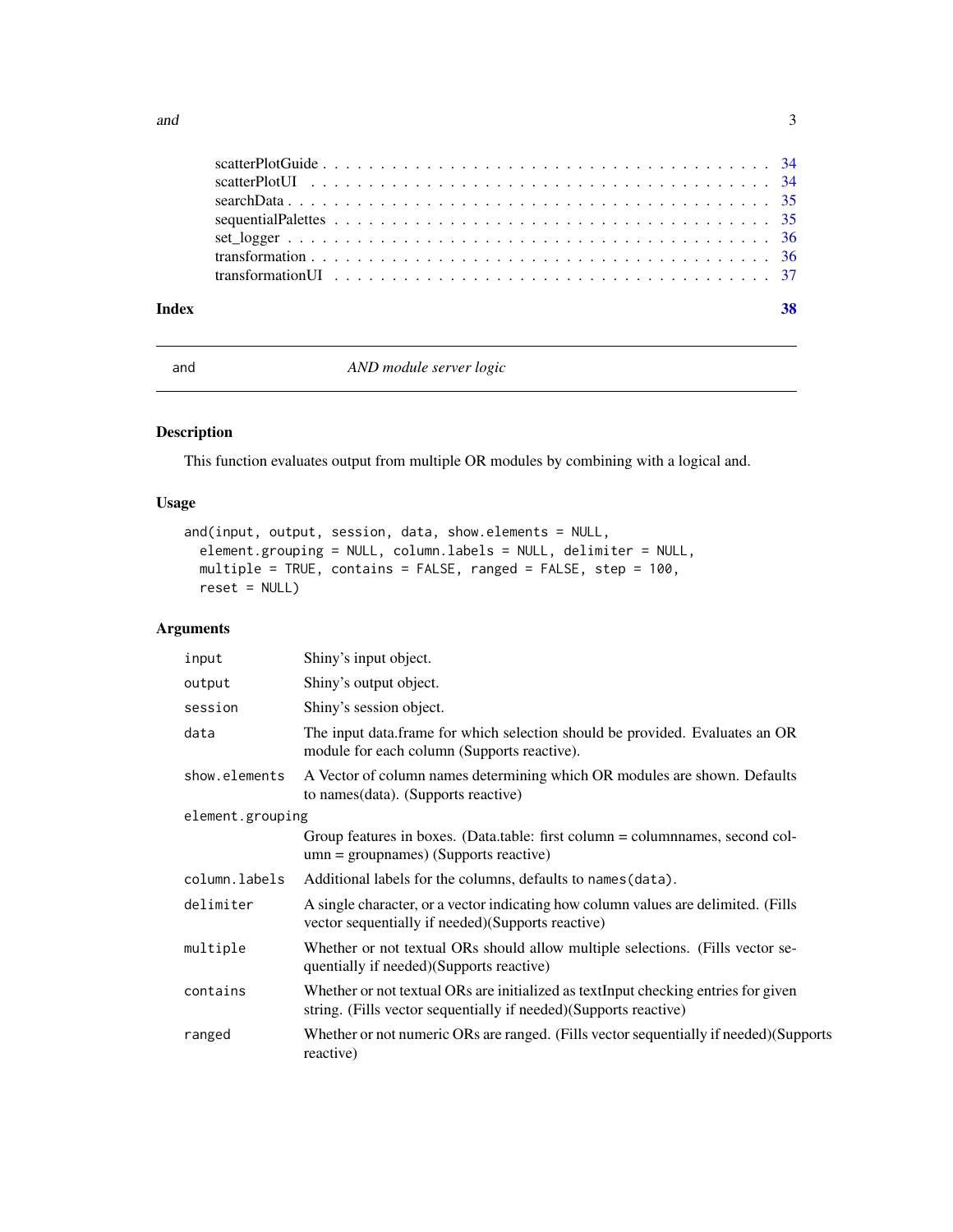scatterPlotGuide . . . . . . . . . . . . . . . . . . . . . . . . . . . . . . . . . . . . 34
scatterPlotUI . . . . . . . . . . . . . . . . . . . . . . . . . . . . . . . . . . . . . . 34
searchData . . . . . . . . . . . . . . . . . . . . . . . . . . . . . . . . . . . . . . . 35
sequentialPalettes . . . . . . . . . . . . . . . . . . . . . . . . . . . . . . . . . . . 35
set_logger . . . . . . . . . . . . . . . . . . . . . . . . . . . . . . . . . . . . . . . 36
transformation . . . . . . . . . . . . . . . . . . . . . . . . . . . . . . . . . . . . . 36
transformationUI . . . . . . . . . . . . . . . . . . . . . . . . . . . . . . . . . . . . 37

**Index** **38**

---

`and` *AND module server logic*

---

## Description

This function evaluates output from multiple OR modules by combining with a logical and.

## Usage

```
and(input, output, session, data, show.elements = NULL,
  element.grouping = NULL, column.labels = NULL, delimiter = NULL,
  multiple = TRUE, contains = FALSE, ranged = FALSE, step = 100,
  reset = NULL)
```

## Arguments

| | |
|---|---|
| `input` | Shiny's input object. |
| `output` | Shiny's output object. |
| `session` | Shiny's session object. |
| `data` | The input data.frame for which selection should be provided. Evaluates an OR module for each column (Supports reactive). |
| `show.elements` | A Vector of column names determining which OR modules are shown. Defaults to names(data). (Supports reactive) |
| `element.grouping` | Group features in boxes. (Data.table: first column = columnnames, second column = groupnames) (Supports reactive) |
| `column.labels` | Additional labels for the columns, defaults to `names(data)`. |
| `delimiter` | A single character, or a vector indicating how column values are delimited. (Fills vector sequentially if needed)(Supports reactive) |
| `multiple` | Whether or not textual ORs should allow multiple selections. (Fills vector sequentially if needed)(Supports reactive) |
| `contains` | Whether or not textual ORs are initialized as textInput checking entries for given string. (Fills vector sequentially if needed)(Supports reactive) |
| `ranged` | Whether or not numeric ORs are ranged. (Fills vector sequentially if needed)(Supports reactive) |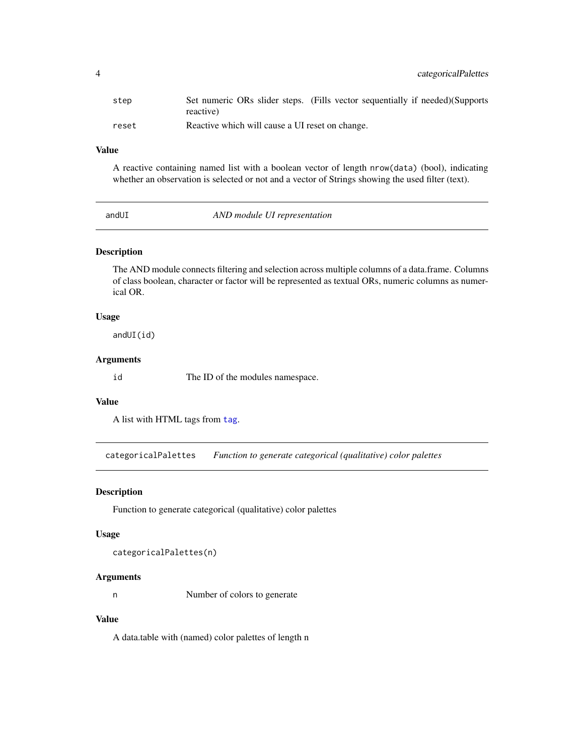| | |
|---|---|
| step | Set numeric ORs slider steps. (Fills vector sequentially if needed)(Supports reactive) |
| reset | Reactive which will cause a UI reset on change. |

### Value

A reactive containing named list with a boolean vector of length `nrow(data)` (bool), indicating whether an observation is selected or not and a vector of Strings showing the used filter (text).

---

## andUI — *AND module UI representation*

### Description

The AND module connects filtering and selection across multiple columns of a data.frame. Columns of class boolean, character or factor will be represented as textual ORs, numeric columns as numerical OR.

### Usage

```
andUI(id)
```

### Arguments

| | |
|---|---|
| id | The ID of the modules namespace. |

### Value

A list with HTML tags from `tag`.

---

## categoricalPalettes — *Function to generate categorical (qualitative) color palettes*

### Description

Function to generate categorical (qualitative) color palettes

### Usage

```
categoricalPalettes(n)
```

### Arguments

| | |
|---|---|
| n | Number of colors to generate |

### Value

A data.table with (named) color palettes of length n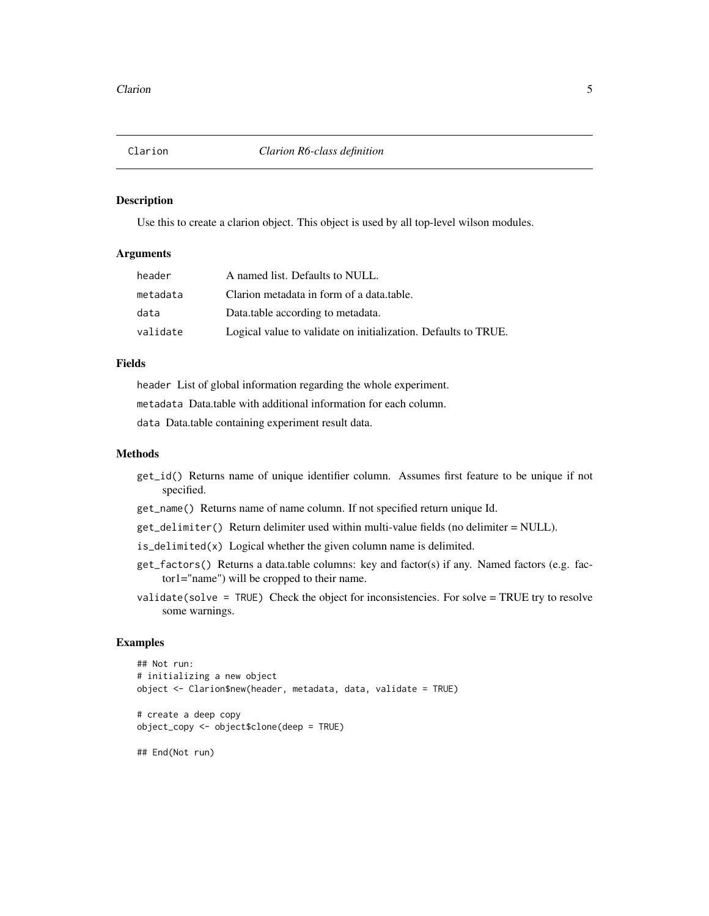# Clarion — *Clarion R6-class definition*

## Description

Use this to create a clarion object. This object is used by all top-level wilson modules.

## Arguments

| | |
|---|---|
| `header` | A named list. Defaults to NULL. |
| `metadata` | Clarion metadata in form of a data.table. |
| `data` | Data.table according to metadata. |
| `validate` | Logical value to validate on initialization. Defaults to TRUE. |

## Fields

`header` List of global information regarding the whole experiment.

`metadata` Data.table with additional information for each column.

`data` Data.table containing experiment result data.

## Methods

- `get_id()` Returns name of unique identifier column. Assumes first feature to be unique if not specified.
- `get_name()` Returns name of name column. If not specified return unique Id.
- `get_delimiter()` Return delimiter used within multi-value fields (no delimiter = NULL).
- `is_delimited(x)` Logical whether the given column name is delimited.
- `get_factors()` Returns a data.table columns: key and factor(s) if any. Named factors (e.g. factor1="name") will be cropped to their name.
- `validate(solve = TRUE)` Check the object for inconsistencies. For solve = TRUE try to resolve some warnings.

## Examples

```
## Not run:
# initializing a new object
object <- Clarion$new(header, metadata, data, validate = TRUE)

# create a deep copy
object_copy <- object$clone(deep = TRUE)

## End(Not run)
```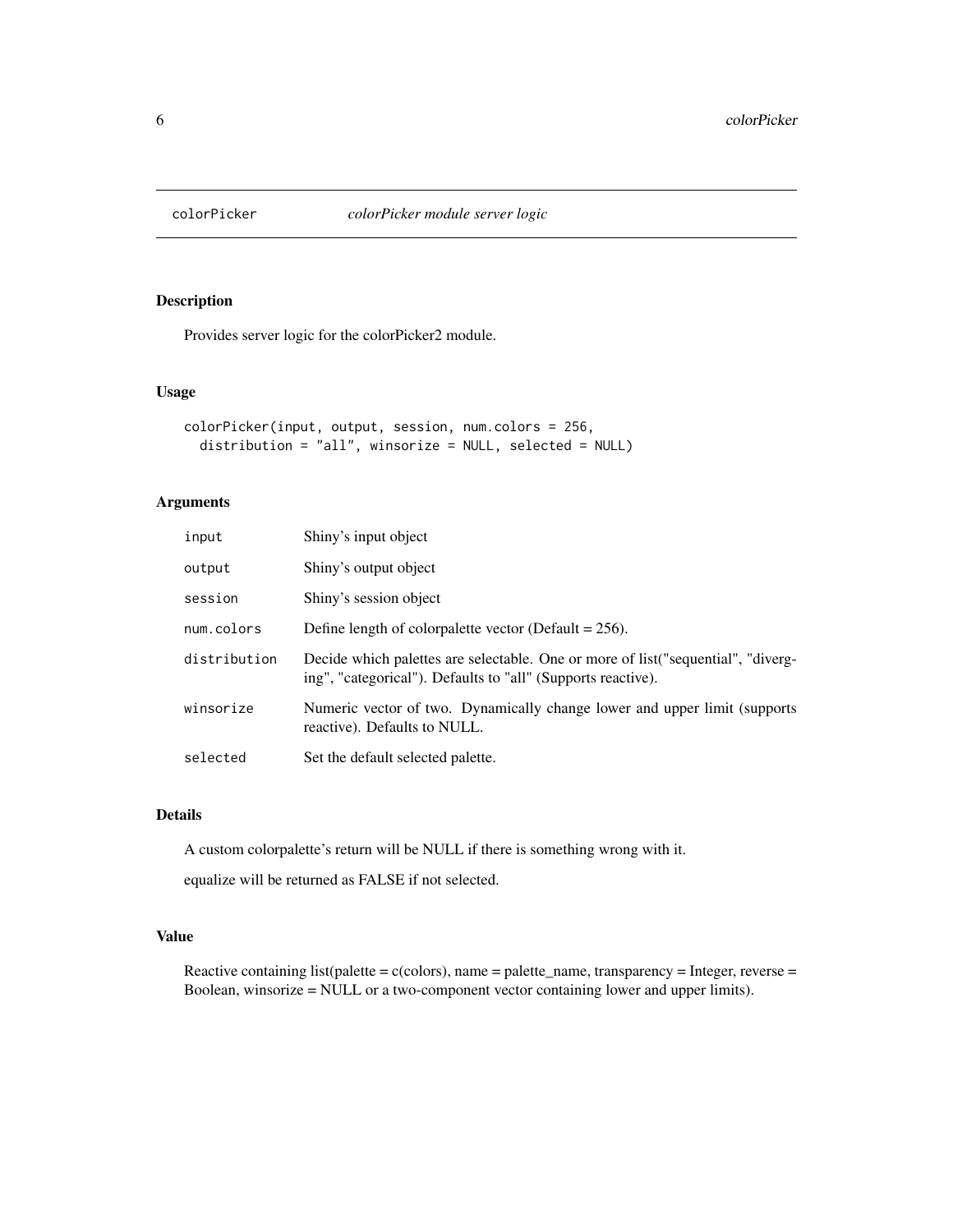# colorPicker *colorPicker module server logic*

## Description

Provides server logic for the colorPicker2 module.

## Usage

```
colorPicker(input, output, session, num.colors = 256,
  distribution = "all", winsorize = NULL, selected = NULL)
```

## Arguments

| | |
|---|---|
| input | Shiny's input object |
| output | Shiny's output object |
| session | Shiny's session object |
| num.colors | Define length of colorpalette vector (Default = 256). |
| distribution | Decide which palettes are selectable. One or more of list("sequential", "diverging", "categorical"). Defaults to "all" (Supports reactive). |
| winsorize | Numeric vector of two. Dynamically change lower and upper limit (supports reactive). Defaults to NULL. |
| selected | Set the default selected palette. |

## Details

A custom colorpalette's return will be NULL if there is something wrong with it.

equalize will be returned as FALSE if not selected.

## Value

Reactive containing list(palette = c(colors), name = palette_name, transparency = Integer, reverse = Boolean, winsorize = NULL or a two-component vector containing lower and upper limits).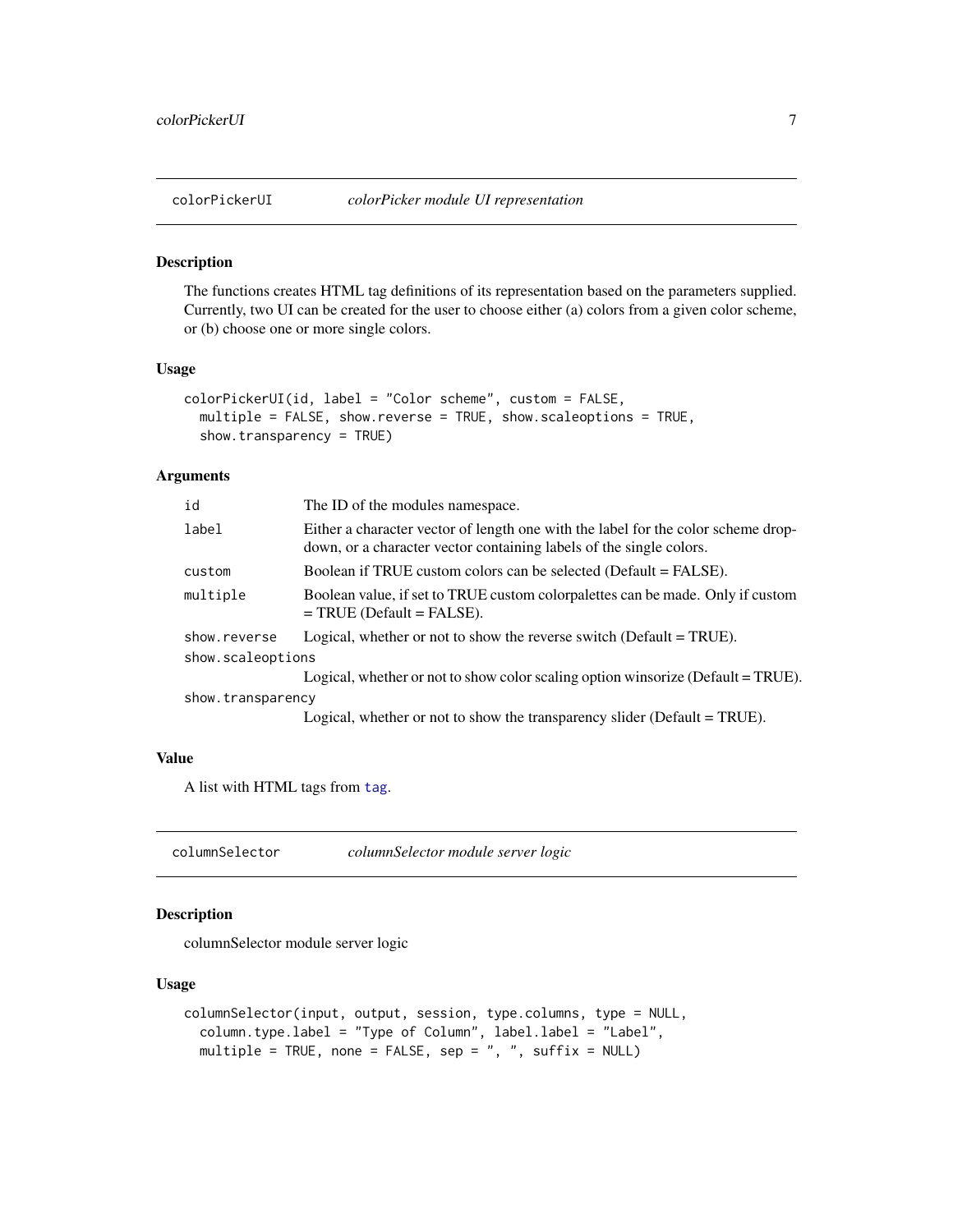## colorPickerUI — *colorPicker module UI representation*

### Description

The functions creates HTML tag definitions of its representation based on the parameters supplied. Currently, two UI can be created for the user to choose either (a) colors from a given color scheme, or (b) choose one or more single colors.

### Usage

```
colorPickerUI(id, label = "Color scheme", custom = FALSE,
  multiple = FALSE, show.reverse = TRUE, show.scaleoptions = TRUE,
  show.transparency = TRUE)
```

### Arguments

| | |
|---|---|
| `id` | The ID of the modules namespace. |
| `label` | Either a character vector of length one with the label for the color scheme dropdown, or a character vector containing labels of the single colors. |
| `custom` | Boolean if TRUE custom colors can be selected (Default = FALSE). |
| `multiple` | Boolean value, if set to TRUE custom colorpalettes can be made. Only if custom = TRUE (Default = FALSE). |
| `show.reverse` | Logical, whether or not to show the reverse switch (Default = TRUE). |
| `show.scaleoptions` | Logical, whether or not to show color scaling option winsorize (Default = TRUE). |
| `show.transparency` | Logical, whether or not to show the transparency slider (Default = TRUE). |

### Value

A list with HTML tags from tag.

## columnSelector — *columnSelector module server logic*

### Description

columnSelector module server logic

### Usage

```
columnSelector(input, output, session, type.columns, type = NULL,
  column.type.label = "Type of Column", label.label = "Label",
  multiple = TRUE, none = FALSE, sep = ", ", suffix = NULL)
```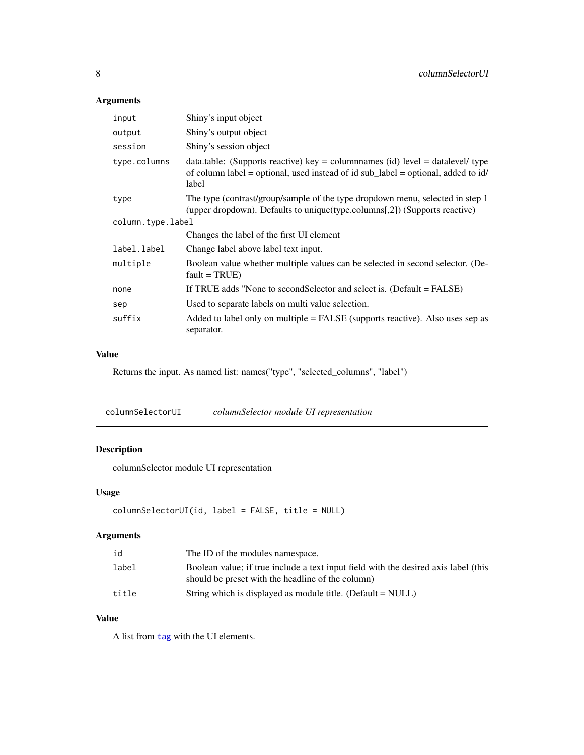### Arguments

| | |
|---|---|
| input | Shiny's input object |
| output | Shiny's output object |
| session | Shiny's session object |
| type.columns | data.table: (Supports reactive) key = columnnames (id) level = datalevel/ type of column label = optional, used instead of id sub_label = optional, added to id/ label |
| type | The type (contrast/group/sample of the type dropdown menu, selected in step 1 (upper dropdown). Defaults to unique(type.columns[,2]) (Supports reactive) |
| column.type.label | Changes the label of the first UI element |
| label.label | Change label above label text input. |
| multiple | Boolean value whether multiple values can be selected in second selector. (Default = TRUE) |
| none | If TRUE adds "None to secondSelector and select is. (Default = FALSE) |
| sep | Used to separate labels on multi value selection. |
| suffix | Added to label only on multiple = FALSE (supports reactive). Also uses sep as separator. |

### Value

Returns the input. As named list: names("type", "selected_columns", "label")

## columnSelectorUI — *columnSelector module UI representation*

### Description

columnSelector module UI representation

### Usage

```
columnSelectorUI(id, label = FALSE, title = NULL)
```

### Arguments

| | |
|---|---|
| id | The ID of the modules namespace. |
| label | Boolean value; if true include a text input field with the desired axis label (this should be preset with the headline of the column) |
| title | String which is displayed as module title. (Default = NULL) |

### Value

A list from tag with the UI elements.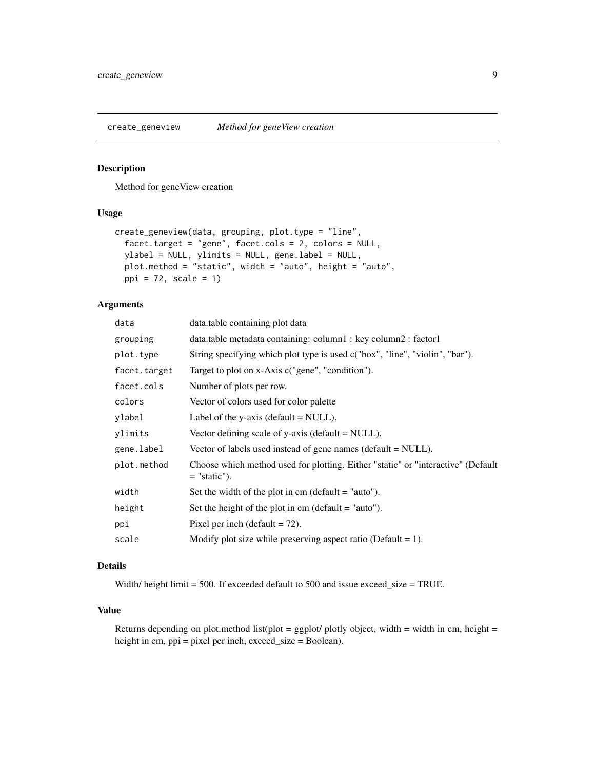## create_geneview *Method for geneView creation*

### Description

Method for geneView creation

### Usage

```
create_geneview(data, grouping, plot.type = "line",
  facet.target = "gene", facet.cols = 2, colors = NULL,
  ylabel = NULL, ylimits = NULL, gene.label = NULL,
  plot.method = "static", width = "auto", height = "auto",
  ppi = 72, scale = 1)
```

### Arguments

| | |
|---|---|
| `data` | data.table containing plot data |
| `grouping` | data.table metadata containing: column1 : key column2 : factor1 |
| `plot.type` | String specifying which plot type is used c("box", "line", "violin", "bar"). |
| `facet.target` | Target to plot on x-Axis c("gene", "condition"). |
| `facet.cols` | Number of plots per row. |
| `colors` | Vector of colors used for color palette |
| `ylabel` | Label of the y-axis (default = NULL). |
| `ylimits` | Vector defining scale of y-axis (default = NULL). |
| `gene.label` | Vector of labels used instead of gene names (default = NULL). |
| `plot.method` | Choose which method used for plotting. Either "static" or "interactive" (Default = "static"). |
| `width` | Set the width of the plot in cm (default = "auto"). |
| `height` | Set the height of the plot in cm (default = "auto"). |
| `ppi` | Pixel per inch (default = 72). |
| `scale` | Modify plot size while preserving aspect ratio (Default = 1). |

### Details

Width/ height limit = 500. If exceeded default to 500 and issue exceed_size = TRUE.

### Value

Returns depending on plot.method list(plot = ggplot/ plotly object, width = width in cm, height = height in cm, ppi = pixel per inch, exceed_size = Boolean).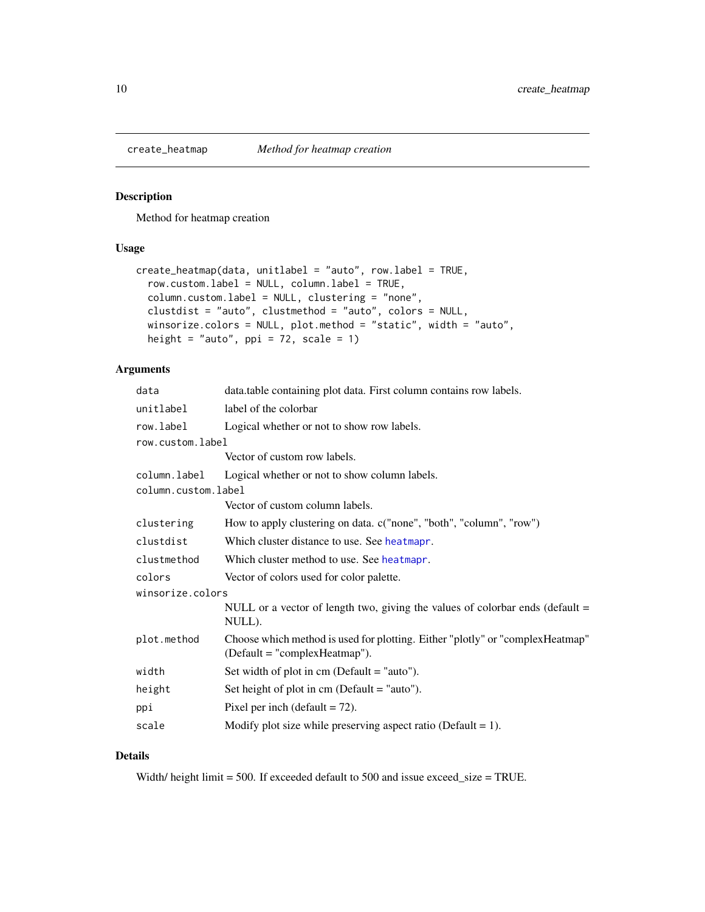# create_heatmap — *Method for heatmap creation*

## Description

Method for heatmap creation

## Usage

```
create_heatmap(data, unitlabel = "auto", row.label = TRUE,
  row.custom.label = NULL, column.label = TRUE,
  column.custom.label = NULL, clustering = "none",
  clustdist = "auto", clustmethod = "auto", colors = NULL,
  winsorize.colors = NULL, plot.method = "static", width = "auto",
  height = "auto", ppi = 72, scale = 1)
```

## Arguments

| | |
|---|---|
| `data` | data.table containing plot data. First column contains row labels. |
| `unitlabel` | label of the colorbar |
| `row.label` | Logical whether or not to show row labels. |
| `row.custom.label` | Vector of custom row labels. |
| `column.label` | Logical whether or not to show column labels. |
| `column.custom.label` | Vector of custom column labels. |
| `clustering` | How to apply clustering on data. c("none", "both", "column", "row") |
| `clustdist` | Which cluster distance to use. See heatmapr. |
| `clustmethod` | Which cluster method to use. See heatmapr. |
| `colors` | Vector of colors used for color palette. |
| `winsorize.colors` | NULL or a vector of length two, giving the values of colorbar ends (default = NULL). |
| `plot.method` | Choose which method is used for plotting. Either "plotly" or "complexHeatmap" (Default = "complexHeatmap"). |
| `width` | Set width of plot in cm (Default = "auto"). |
| `height` | Set height of plot in cm (Default = "auto"). |
| `ppi` | Pixel per inch (default = 72). |
| `scale` | Modify plot size while preserving aspect ratio (Default = 1). |

## Details

Width/ height limit = 500. If exceeded default to 500 and issue exceed_size = TRUE.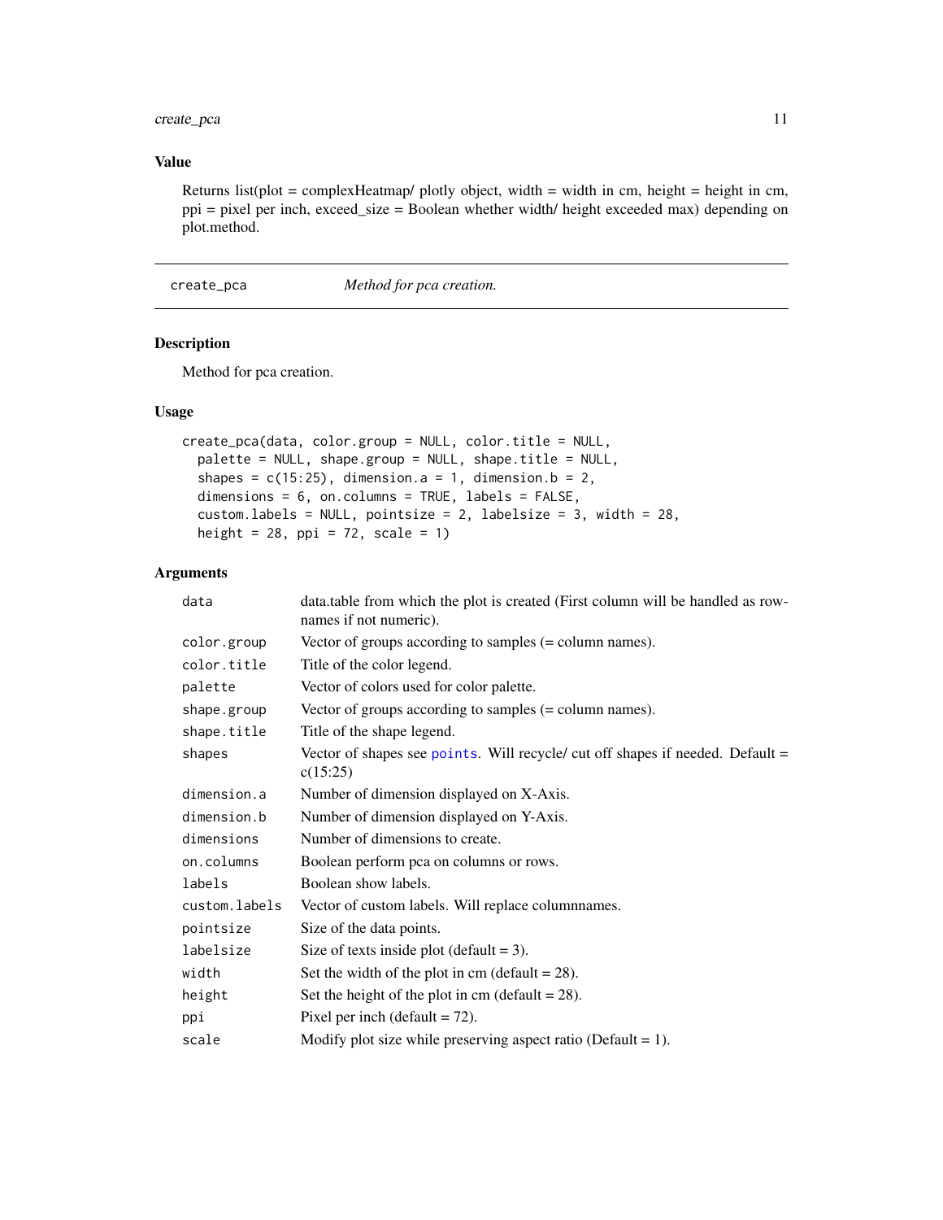## Value

Returns list(plot = complexHeatmap/ plotly object, width = width in cm, height = height in cm, ppi = pixel per inch, exceed_size = Boolean whether width/ height exceeded max) depending on plot.method.

---

`create_pca` *Method for pca creation.*

---

## Description

Method for pca creation.

## Usage

```
create_pca(data, color.group = NULL, color.title = NULL,
  palette = NULL, shape.group = NULL, shape.title = NULL,
  shapes = c(15:25), dimension.a = 1, dimension.b = 2,
  dimensions = 6, on.columns = TRUE, labels = FALSE,
  custom.labels = NULL, pointsize = 2, labelsize = 3, width = 28,
  height = 28, ppi = 72, scale = 1)
```

## Arguments

| | |
|---|---|
| `data` | data.table from which the plot is created (First column will be handled as row-names if not numeric). |
| `color.group` | Vector of groups according to samples (= column names). |
| `color.title` | Title of the color legend. |
| `palette` | Vector of colors used for color palette. |
| `shape.group` | Vector of groups according to samples (= column names). |
| `shape.title` | Title of the shape legend. |
| `shapes` | Vector of shapes see `points`. Will recycle/ cut off shapes if needed. Default = c(15:25) |
| `dimension.a` | Number of dimension displayed on X-Axis. |
| `dimension.b` | Number of dimension displayed on Y-Axis. |
| `dimensions` | Number of dimensions to create. |
| `on.columns` | Boolean perform pca on columns or rows. |
| `labels` | Boolean show labels. |
| `custom.labels` | Vector of custom labels. Will replace columnnames. |
| `pointsize` | Size of the data points. |
| `labelsize` | Size of texts inside plot (default = 3). |
| `width` | Set the width of the plot in cm (default = 28). |
| `height` | Set the height of the plot in cm (default = 28). |
| `ppi` | Pixel per inch (default = 72). |
| `scale` | Modify plot size while preserving aspect ratio (Default = 1). |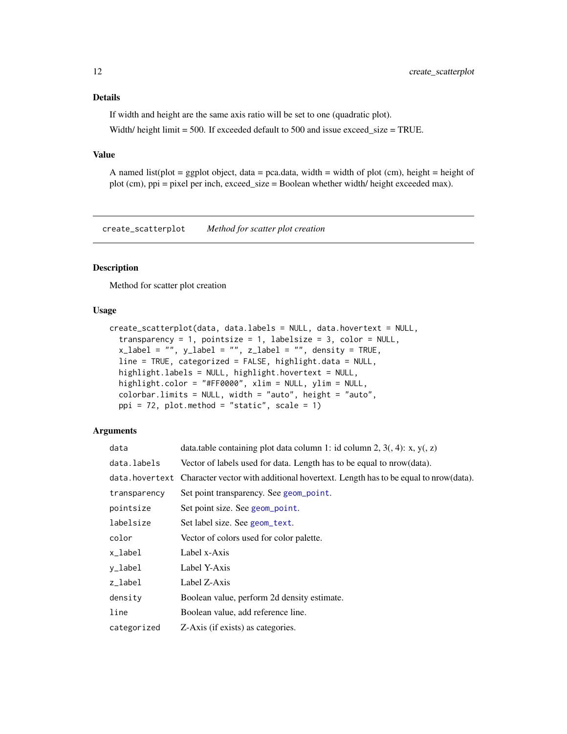## Details

If width and height are the same axis ratio will be set to one (quadratic plot).

Width/ height limit = 500. If exceeded default to 500 and issue exceed_size = TRUE.

## Value

A named list(plot = ggplot object, data = pca.data, width = width of plot (cm), height = height of plot (cm), ppi = pixel per inch, exceed_size = Boolean whether width/ height exceeded max).

---

# create_scatterplot *Method for scatter plot creation*

## Description

Method for scatter plot creation

## Usage

```
create_scatterplot(data, data.labels = NULL, data.hovertext = NULL,
  transparency = 1, pointsize = 1, labelsize = 3, color = NULL,
  x_label = "", y_label = "", z_label = "", density = TRUE,
  line = TRUE, categorized = FALSE, highlight.data = NULL,
  highlight.labels = NULL, highlight.hovertext = NULL,
  highlight.color = "#FF0000", xlim = NULL, ylim = NULL,
  colorbar.limits = NULL, width = "auto", height = "auto",
  ppi = 72, plot.method = "static", scale = 1)
```

## Arguments

| | |
|---|---|
| `data` | data.table containing plot data column 1: id column 2, 3(, 4): x, y(, z) |
| `data.labels` | Vector of labels used for data. Length has to be equal to nrow(data). |
| `data.hovertext` | Character vector with additional hovertext. Length has to be equal to nrow(data). |
| `transparency` | Set point transparency. See `geom_point`. |
| `pointsize` | Set point size. See `geom_point`. |
| `labelsize` | Set label size. See `geom_text`. |
| `color` | Vector of colors used for color palette. |
| `x_label` | Label x-Axis |
| `y_label` | Label Y-Axis |
| `z_label` | Label Z-Axis |
| `density` | Boolean value, perform 2d density estimate. |
| `line` | Boolean value, add reference line. |
| `categorized` | Z-Axis (if exists) as categories. |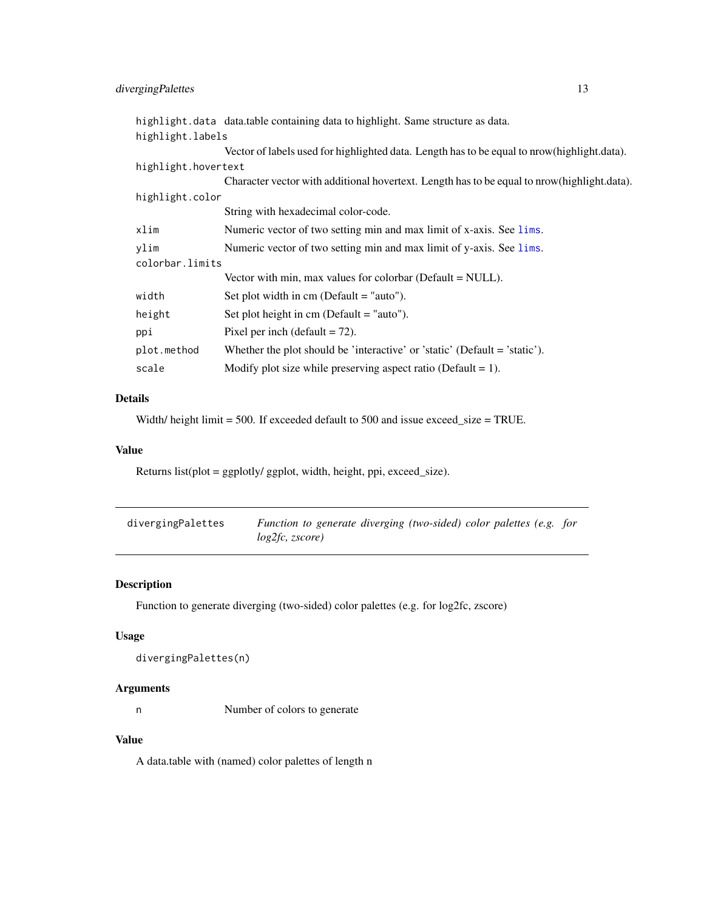| | |
|---|---|
| `highlight.data` | data.table containing data to highlight. Same structure as data. |
| `highlight.labels` | Vector of labels used for highlighted data. Length has to be equal to nrow(highlight.data). |
| `highlight.hovertext` | Character vector with additional hovertext. Length has to be equal to nrow(highlight.data). |
| `highlight.color` | String with hexadecimal color-code. |
| `xlim` | Numeric vector of two setting min and max limit of x-axis. See lims. |
| `ylim` | Numeric vector of two setting min and max limit of y-axis. See lims. |
| `colorbar.limits` | Vector with min, max values for colorbar (Default = NULL). |
| `width` | Set plot width in cm (Default = "auto"). |
| `height` | Set plot height in cm (Default = "auto"). |
| `ppi` | Pixel per inch (default = 72). |
| `plot.method` | Whether the plot should be 'interactive' or 'static' (Default = 'static'). |
| `scale` | Modify plot size while preserving aspect ratio (Default = 1). |

### Details

Width/ height limit = 500. If exceeded default to 500 and issue exceed_size = TRUE.

### Value

Returns list(plot = ggplotly/ ggplot, width, height, ppi, exceed_size).

---

## divergingPalettes — *Function to generate diverging (two-sided) color palettes (e.g. for log2fc, zscore)*

---

### Description

Function to generate diverging (two-sided) color palettes (e.g. for log2fc, zscore)

### Usage

```
divergingPalettes(n)
```

### Arguments

| | |
|---|---|
| `n` | Number of colors to generate |

### Value

A data.table with (named) color palettes of length n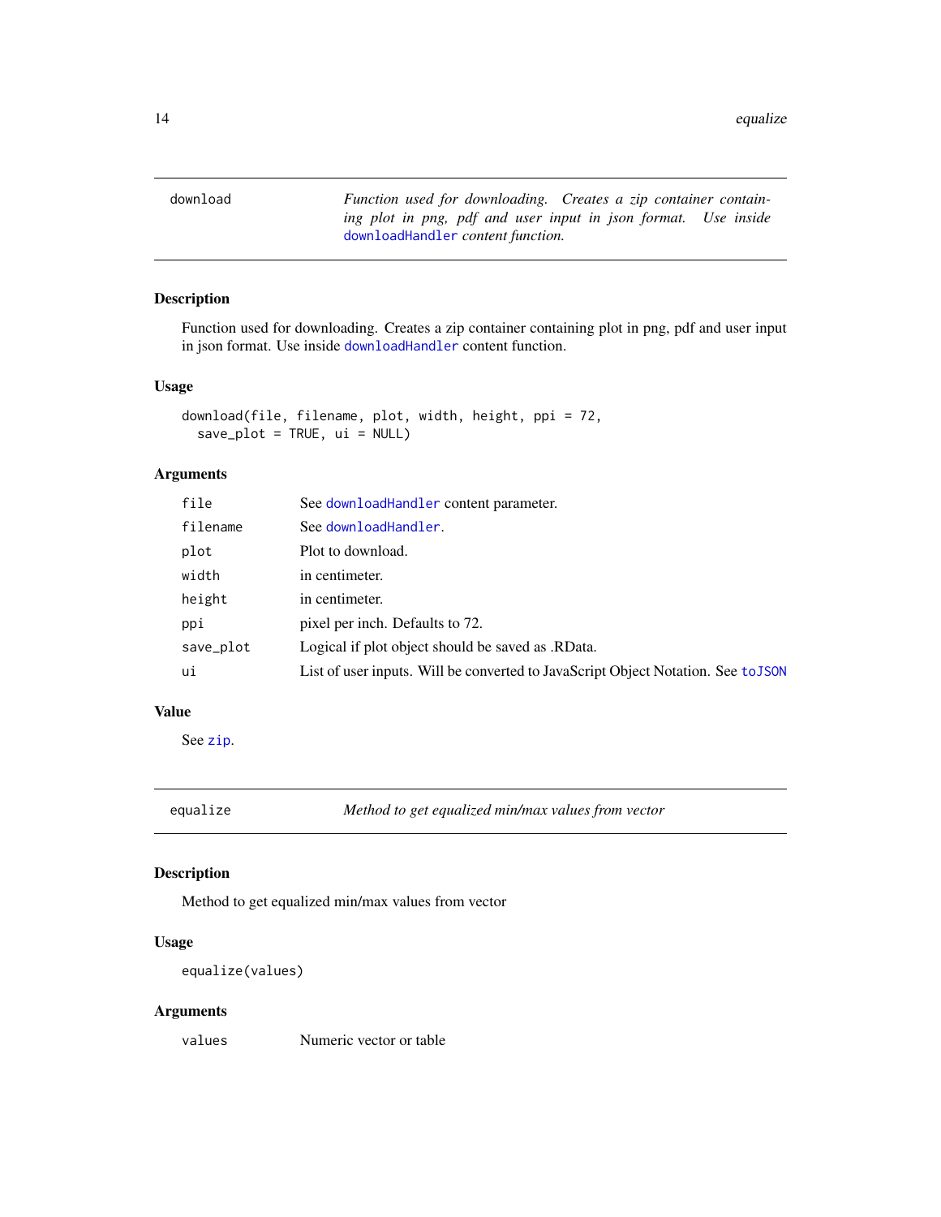## download — *Function used for downloading. Creates a zip container containing plot in png, pdf and user input in json format. Use inside downloadHandler content function.*

### Description

Function used for downloading. Creates a zip container containing plot in png, pdf and user input in json format. Use inside `downloadHandler` content function.

### Usage

```
download(file, filename, plot, width, height, ppi = 72,
  save_plot = TRUE, ui = NULL)
```

### Arguments

| | |
|---|---|
| `file` | See `downloadHandler` content parameter. |
| `filename` | See `downloadHandler`. |
| `plot` | Plot to download. |
| `width` | in centimeter. |
| `height` | in centimeter. |
| `ppi` | pixel per inch. Defaults to 72. |
| `save_plot` | Logical if plot object should be saved as .RData. |
| `ui` | List of user inputs. Will be converted to JavaScript Object Notation. See `toJSON` |

### Value

See `zip`.

## equalize — *Method to get equalized min/max values from vector*

### Description

Method to get equalized min/max values from vector

### Usage

```
equalize(values)
```

### Arguments

| | |
|---|---|
| `values` | Numeric vector or table |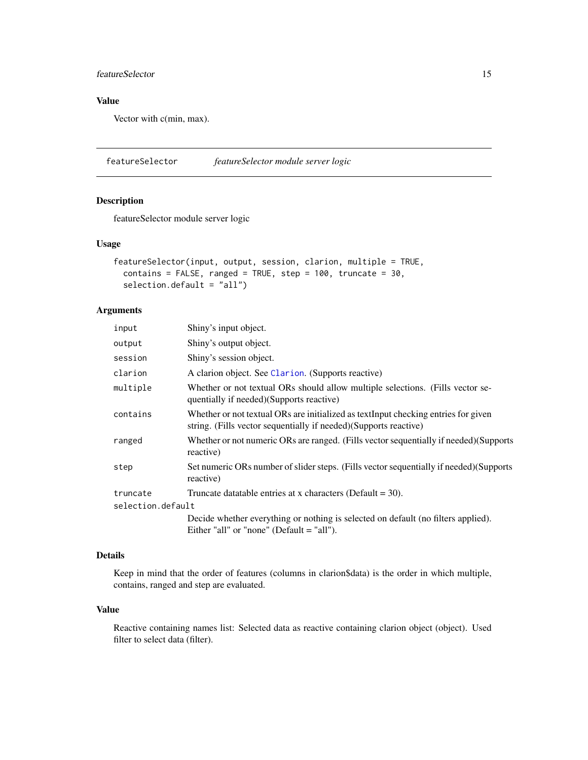### Value

Vector with c(min, max).

## featureSelector *featureSelector module server logic*

### Description

featureSelector module server logic

### Usage

```
featureSelector(input, output, session, clarion, multiple = TRUE,
  contains = FALSE, ranged = TRUE, step = 100, truncate = 30,
  selection.default = "all")
```

### Arguments

| | |
|---|---|
| `input` | Shiny's input object. |
| `output` | Shiny's output object. |
| `session` | Shiny's session object. |
| `clarion` | A clarion object. See Clarion. (Supports reactive) |
| `multiple` | Whether or not textual ORs should allow multiple selections. (Fills vector sequentially if needed)(Supports reactive) |
| `contains` | Whether or not textual ORs are initialized as textInput checking entries for given string. (Fills vector sequentially if needed)(Supports reactive) |
| `ranged` | Whether or not numeric ORs are ranged. (Fills vector sequentially if needed)(Supports reactive) |
| `step` | Set numeric ORs number of slider steps. (Fills vector sequentially if needed)(Supports reactive) |
| `truncate` | Truncate datatable entries at x characters (Default = 30). |
| `selection.default` | Decide whether everything or nothing is selected on default (no filters applied). Either "all" or "none" (Default = "all"). |

### Details

Keep in mind that the order of features (columns in clarion$data) is the order in which multiple, contains, ranged and step are evaluated.

### Value

Reactive containing names list: Selected data as reactive containing clarion object (object). Used filter to select data (filter).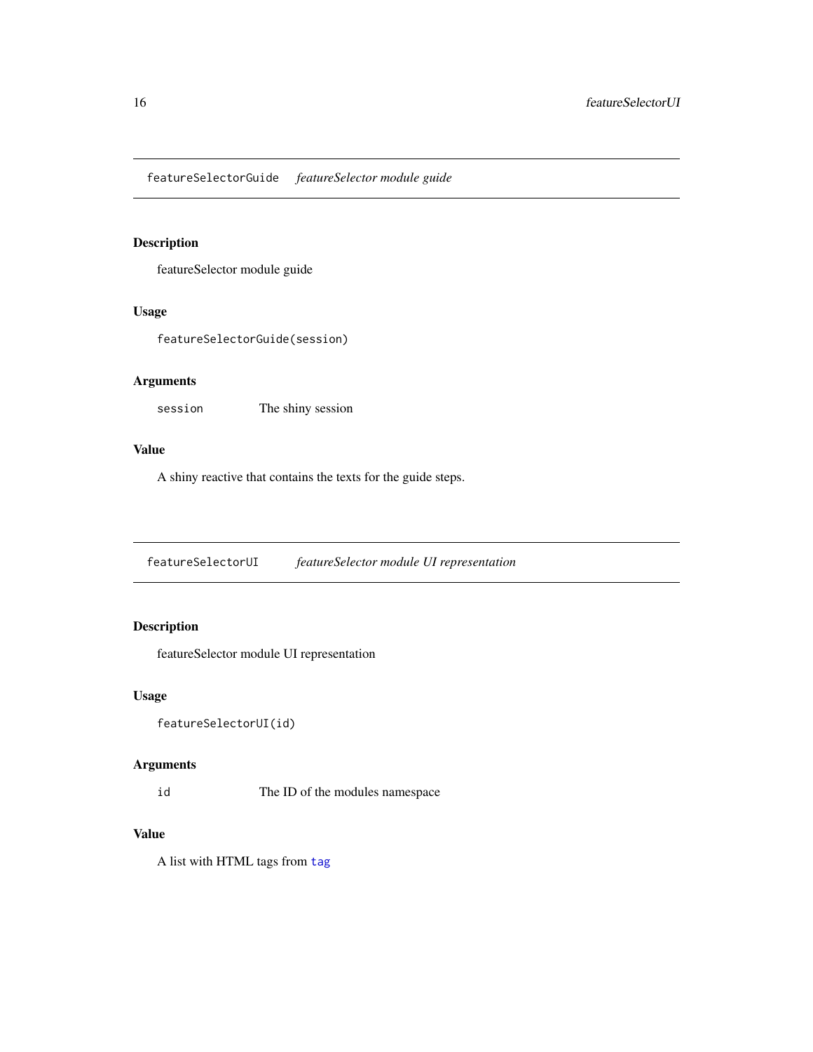## featureSelectorGuide *featureSelector module guide*

### Description

featureSelector module guide

### Usage

```
featureSelectorGuide(session)
```

### Arguments

| | |
|---|---|
| session | The shiny session |

### Value

A shiny reactive that contains the texts for the guide steps.

## featureSelectorUI *featureSelector module UI representation*

### Description

featureSelector module UI representation

### Usage

```
featureSelectorUI(id)
```

### Arguments

| | |
|---|---|
| id | The ID of the modules namespace |

### Value

A list with HTML tags from `tag`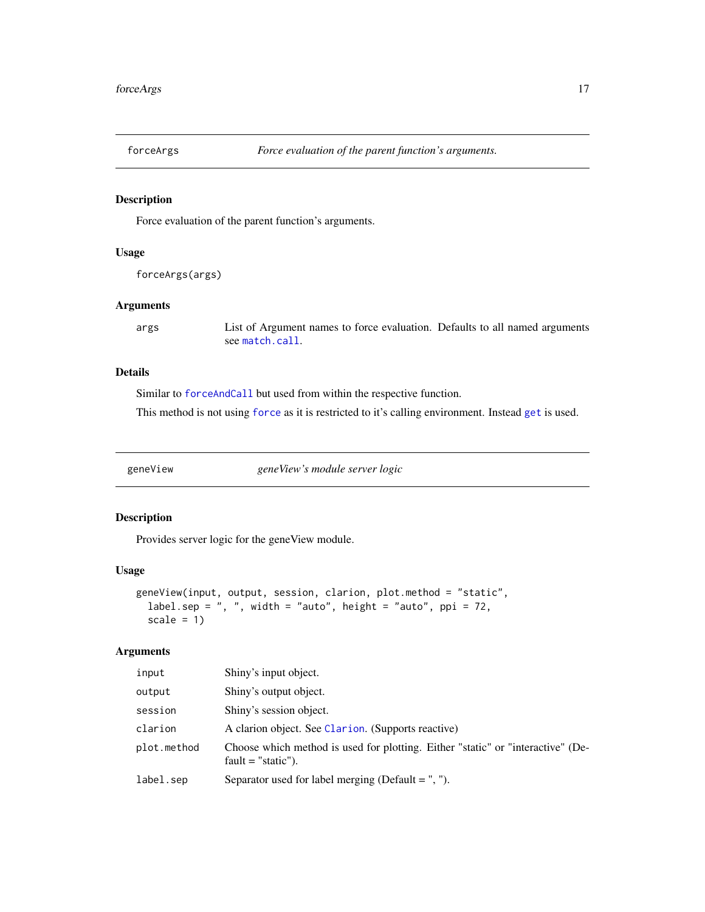## forceArgs — *Force evaluation of the parent function's arguments.*

### Description

Force evaluation of the parent function's arguments.

### Usage

```
forceArgs(args)
```

### Arguments

| | |
|---|---|
| args | List of Argument names to force evaluation. Defaults to all named arguments see match.call. |

### Details

Similar to forceAndCall but used from within the respective function.

This method is not using force as it is restricted to it's calling environment. Instead get is used.

## geneView — *geneView's module server logic*

### Description

Provides server logic for the geneView module.

### Usage

```
geneView(input, output, session, clarion, plot.method = "static",
  label.sep = ", ", width = "auto", height = "auto", ppi = 72,
  scale = 1)
```

### Arguments

| | |
|---|---|
| input | Shiny's input object. |
| output | Shiny's output object. |
| session | Shiny's session object. |
| clarion | A clarion object. See Clarion. (Supports reactive) |
| plot.method | Choose which method is used for plotting. Either "static" or "interactive" (Default = "static"). |
| label.sep | Separator used for label merging (Default = ", "). |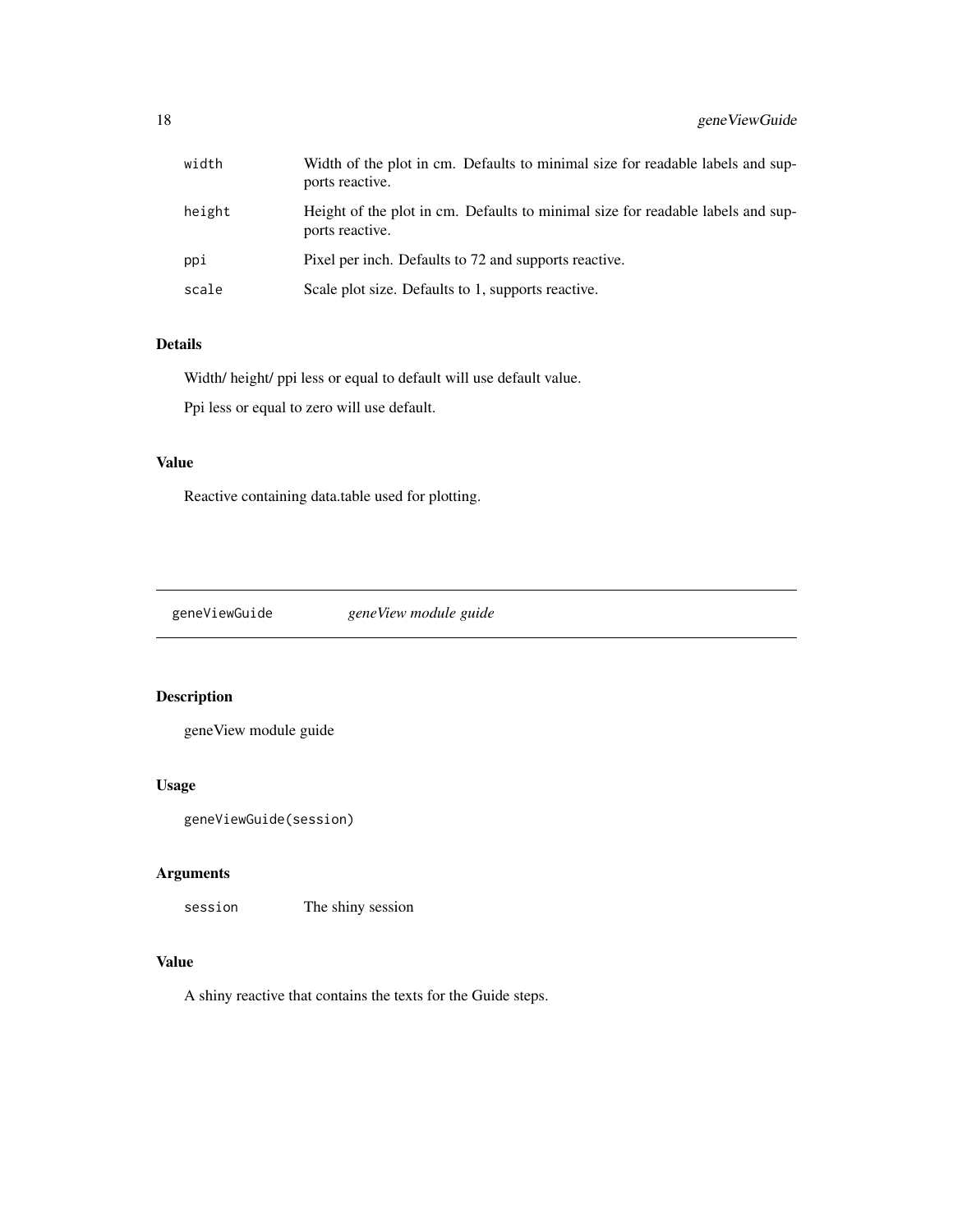| | |
|---|---|
| width | Width of the plot in cm. Defaults to minimal size for readable labels and supports reactive. |
| height | Height of the plot in cm. Defaults to minimal size for readable labels and supports reactive. |
| ppi | Pixel per inch. Defaults to 72 and supports reactive. |
| scale | Scale plot size. Defaults to 1, supports reactive. |

### Details

Width/ height/ ppi less or equal to default will use default value.

Ppi less or equal to zero will use default.

### Value

Reactive containing data.table used for plotting.

---

## geneViewGuide — *geneView module guide*

---

### Description

geneView module guide

### Usage

```
geneViewGuide(session)
```

### Arguments

| | |
|---|---|
| session | The shiny session |

### Value

A shiny reactive that contains the texts for the Guide steps.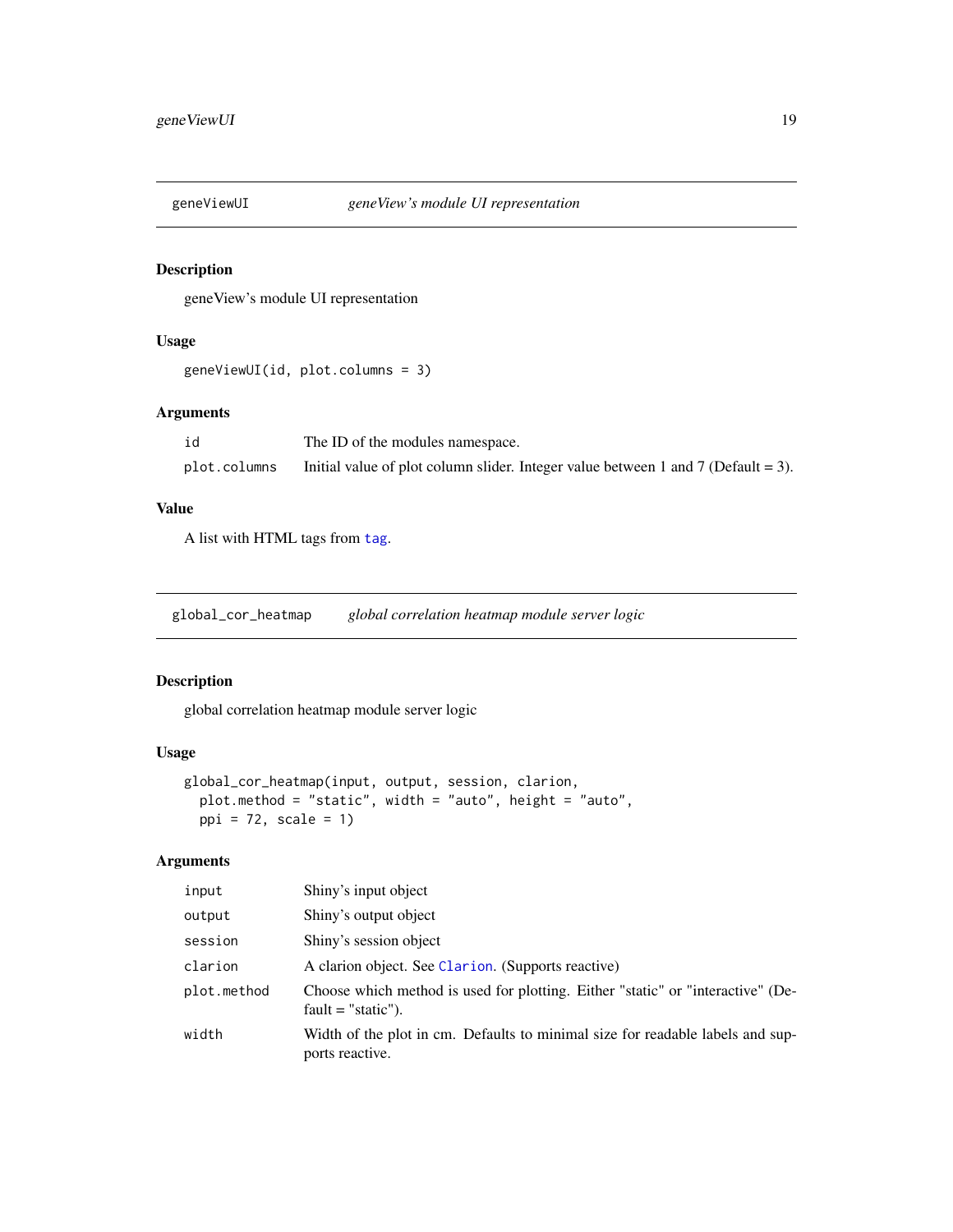## geneViewUI — *geneView's module UI representation*

### Description

geneView's module UI representation

### Usage

```
geneViewUI(id, plot.columns = 3)
```

### Arguments

| | |
|---|---|
| id | The ID of the modules namespace. |
| plot.columns | Initial value of plot column slider. Integer value between 1 and 7 (Default = 3). |

### Value

A list with HTML tags from tag.

## global_cor_heatmap — *global correlation heatmap module server logic*

### Description

global correlation heatmap module server logic

### Usage

```
global_cor_heatmap(input, output, session, clarion,
  plot.method = "static", width = "auto", height = "auto",
  ppi = 72, scale = 1)
```

### Arguments

| | |
|---|---|
| input | Shiny's input object |
| output | Shiny's output object |
| session | Shiny's session object |
| clarion | A clarion object. See Clarion. (Supports reactive) |
| plot.method | Choose which method is used for plotting. Either "static" or "interactive" (Default = "static"). |
| width | Width of the plot in cm. Defaults to minimal size for readable labels and supports reactive. |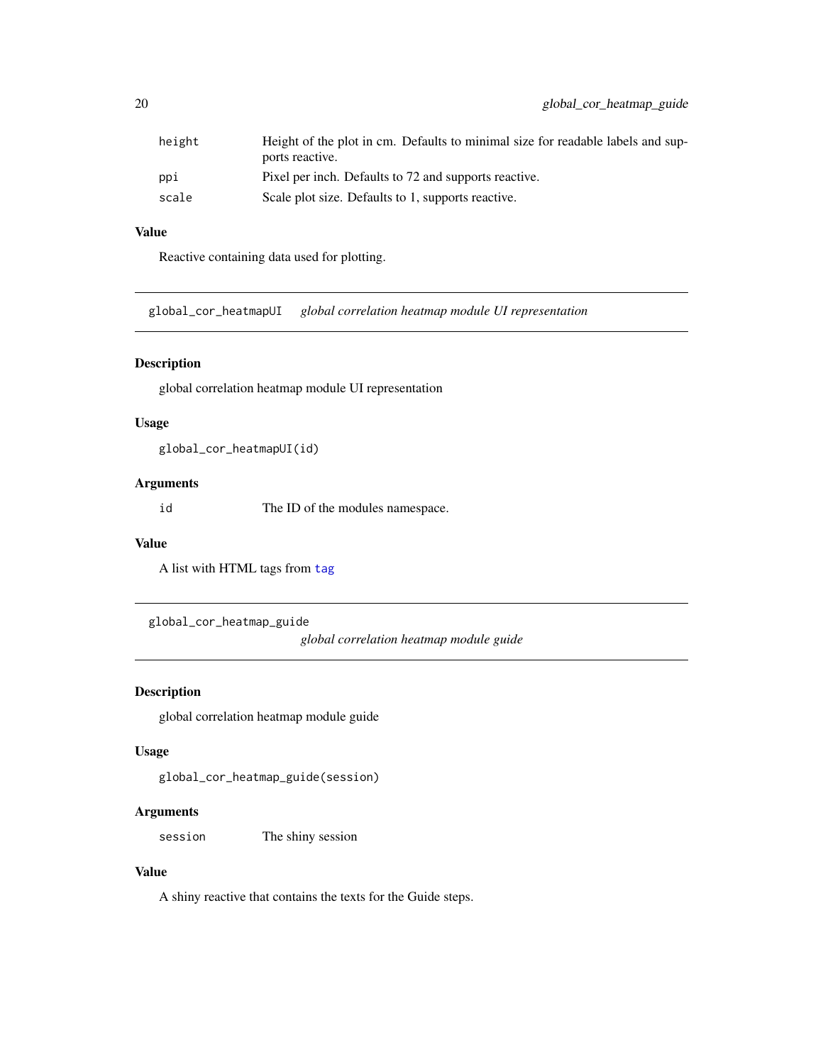| | |
|---|---|
| height | Height of the plot in cm. Defaults to minimal size for readable labels and supports reactive. |
| ppi | Pixel per inch. Defaults to 72 and supports reactive. |
| scale | Scale plot size. Defaults to 1, supports reactive. |

### Value

Reactive containing data used for plotting.

---

## global_cor_heatmapUI *global correlation heatmap module UI representation*

### Description

global correlation heatmap module UI representation

### Usage

```
global_cor_heatmapUI(id)
```

### Arguments

| | |
|---|---|
| id | The ID of the modules namespace. |

### Value

A list with HTML tags from tag

---

## global_cor_heatmap_guide *global correlation heatmap module guide*

### Description

global correlation heatmap module guide

### Usage

```
global_cor_heatmap_guide(session)
```

### Arguments

| | |
|---|---|
| session | The shiny session |

### Value

A shiny reactive that contains the texts for the Guide steps.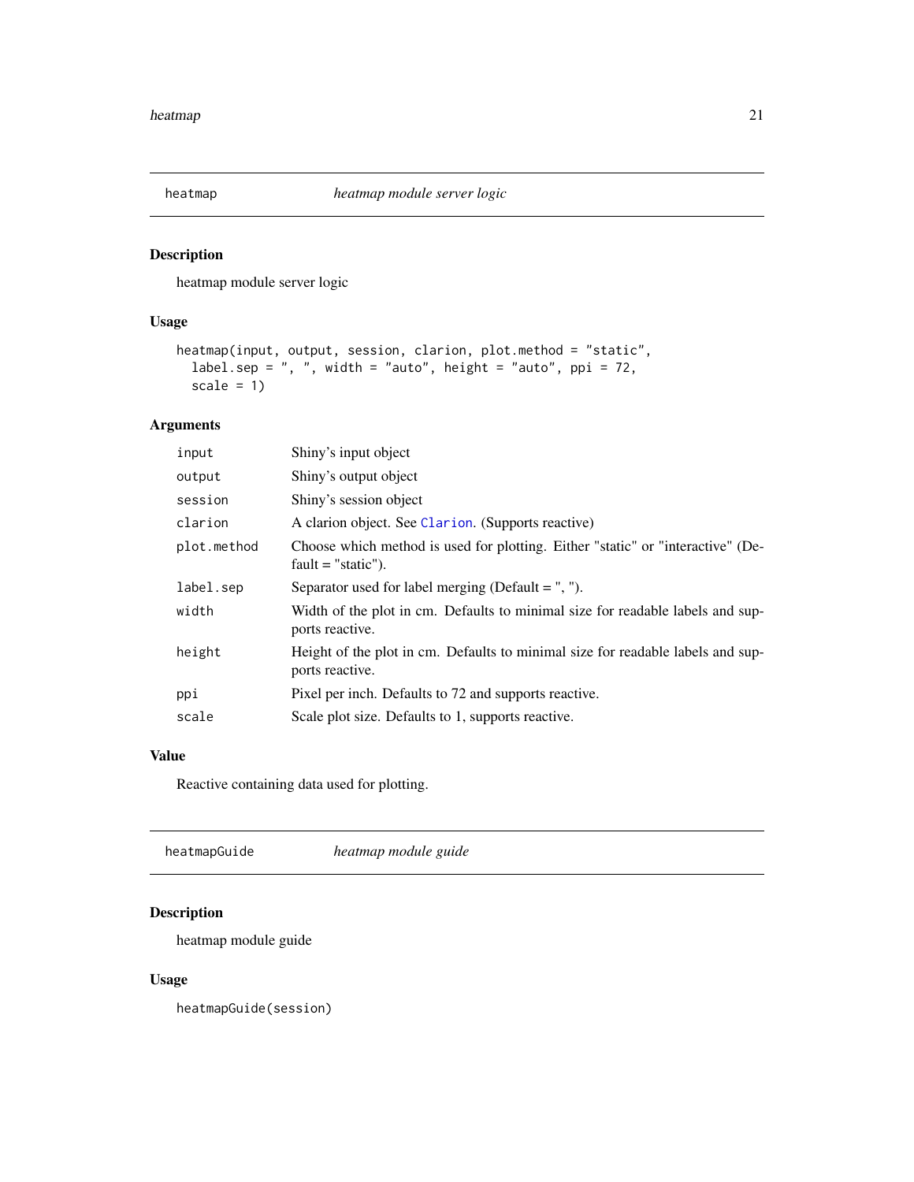## heatmap — *heatmap module server logic*

### Description

heatmap module server logic

### Usage

```
heatmap(input, output, session, clarion, plot.method = "static",
  label.sep = ", ", width = "auto", height = "auto", ppi = 72,
  scale = 1)
```

### Arguments

| | |
|---|---|
| `input` | Shiny's input object |
| `output` | Shiny's output object |
| `session` | Shiny's session object |
| `clarion` | A clarion object. See `Clarion`. (Supports reactive) |
| `plot.method` | Choose which method is used for plotting. Either "static" or "interactive" (Default = "static"). |
| `label.sep` | Separator used for label merging (Default = ", "). |
| `width` | Width of the plot in cm. Defaults to minimal size for readable labels and supports reactive. |
| `height` | Height of the plot in cm. Defaults to minimal size for readable labels and supports reactive. |
| `ppi` | Pixel per inch. Defaults to 72 and supports reactive. |
| `scale` | Scale plot size. Defaults to 1, supports reactive. |

### Value

Reactive containing data used for plotting.

## heatmapGuide — *heatmap module guide*

### Description

heatmap module guide

### Usage

```
heatmapGuide(session)
```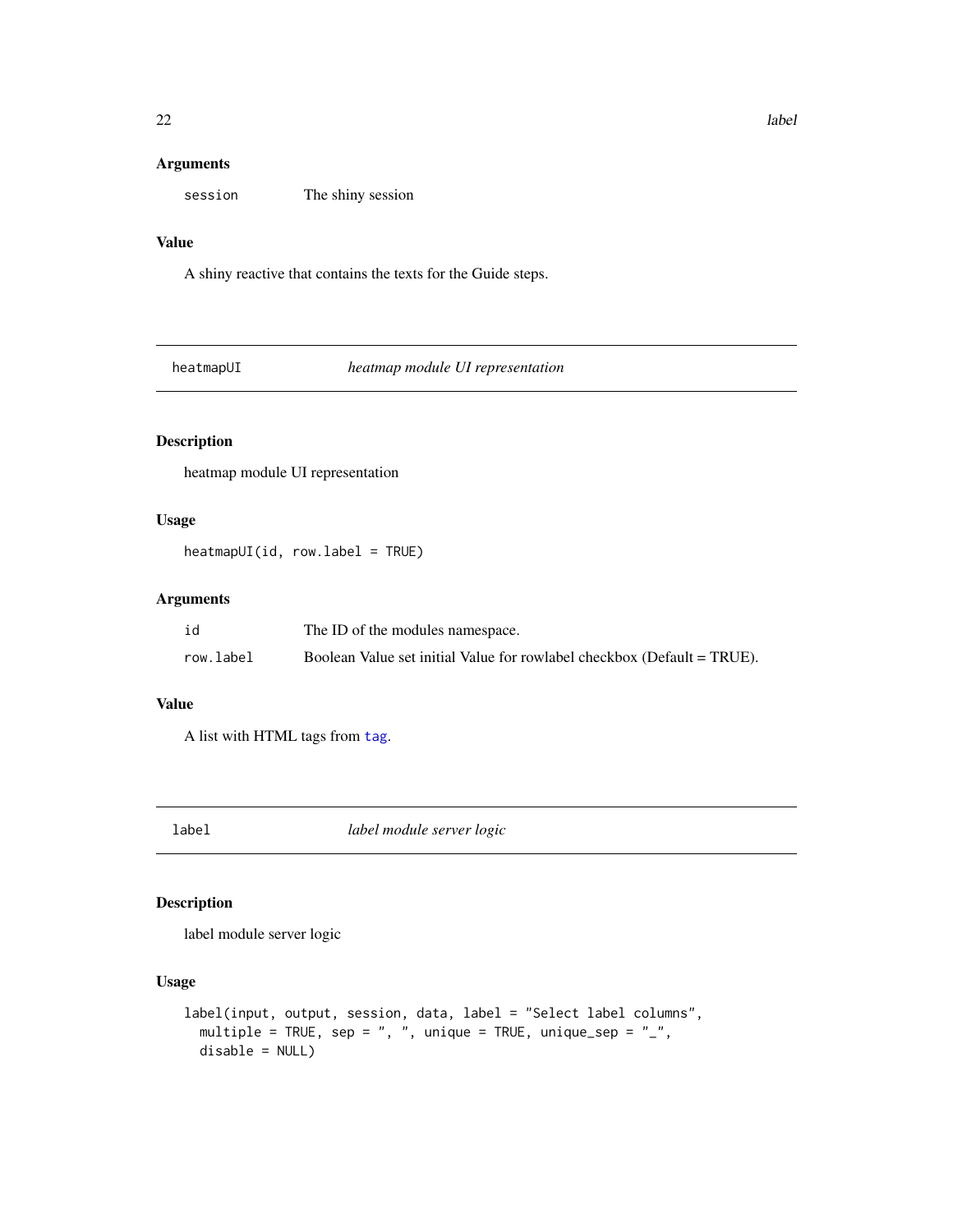## Arguments

| | |
|---|---|
| session | The shiny session |

## Value

A shiny reactive that contains the texts for the Guide steps.

---

# heatmapUI — *heatmap module UI representation*

## Description

heatmap module UI representation

## Usage

```
heatmapUI(id, row.label = TRUE)
```

## Arguments

| | |
|---|---|
| id | The ID of the modules namespace. |
| row.label | Boolean Value set initial Value for rowlabel checkbox (Default = TRUE). |

## Value

A list with HTML tags from `tag`.

---

# label — *label module server logic*

## Description

label module server logic

## Usage

```
label(input, output, session, data, label = "Select label columns",
  multiple = TRUE, sep = ", ", unique = TRUE, unique_sep = "_",
  disable = NULL)
```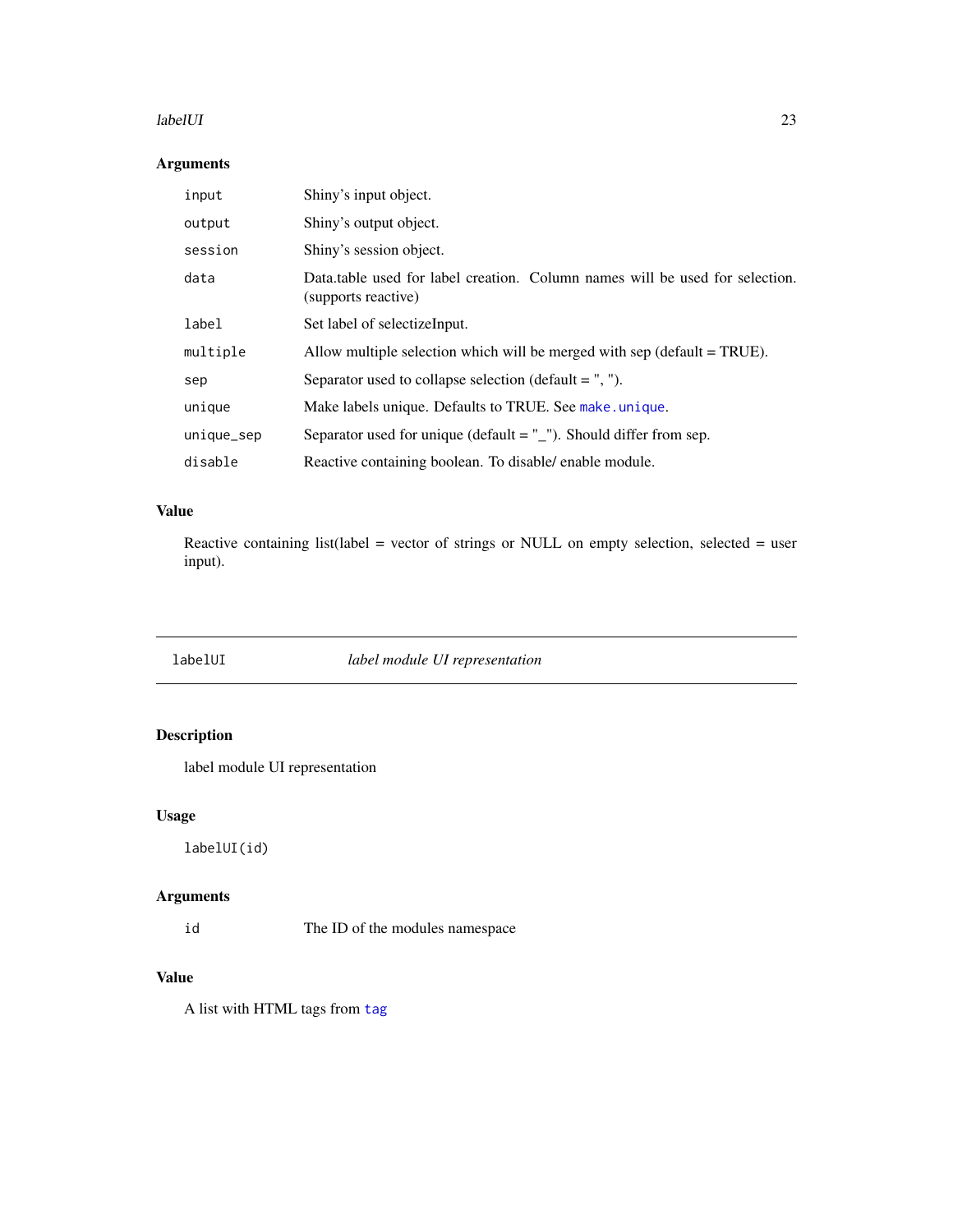## Arguments

| | |
|---|---|
| `input` | Shiny's input object. |
| `output` | Shiny's output object. |
| `session` | Shiny's session object. |
| `data` | Data.table used for label creation. Column names will be used for selection. (supports reactive) |
| `label` | Set label of selectizeInput. |
| `multiple` | Allow multiple selection which will be merged with sep (default = TRUE). |
| `sep` | Separator used to collapse selection (default = ", "). |
| `unique` | Make labels unique. Defaults to TRUE. See `make.unique`. |
| `unique_sep` | Separator used for unique (default = "_"). Should differ from sep. |
| `disable` | Reactive containing boolean. To disable/ enable module. |

## Value

Reactive containing list(label = vector of strings or NULL on empty selection, selected = user input).

---

# `labelUI` *label module UI representation*

---

## Description

label module UI representation

## Usage

```
labelUI(id)
```

## Arguments

| | |
|---|---|
| `id` | The ID of the modules namespace |

## Value

A list with HTML tags from `tag`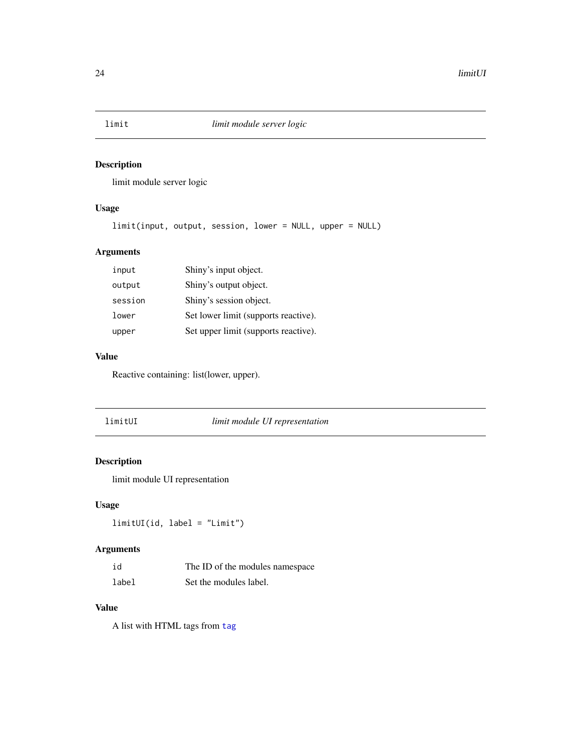## limit — *limit module server logic*

### Description

limit module server logic

### Usage

```
limit(input, output, session, lower = NULL, upper = NULL)
```

### Arguments

| | |
|---|---|
| `input` | Shiny's input object. |
| `output` | Shiny's output object. |
| `session` | Shiny's session object. |
| `lower` | Set lower limit (supports reactive). |
| `upper` | Set upper limit (supports reactive). |

### Value

Reactive containing: list(lower, upper).

## limitUI — *limit module UI representation*

### Description

limit module UI representation

### Usage

```
limitUI(id, label = "Limit")
```

### Arguments

| | |
|---|---|
| `id` | The ID of the modules namespace |
| `label` | Set the modules label. |

### Value

A list with HTML tags from `tag`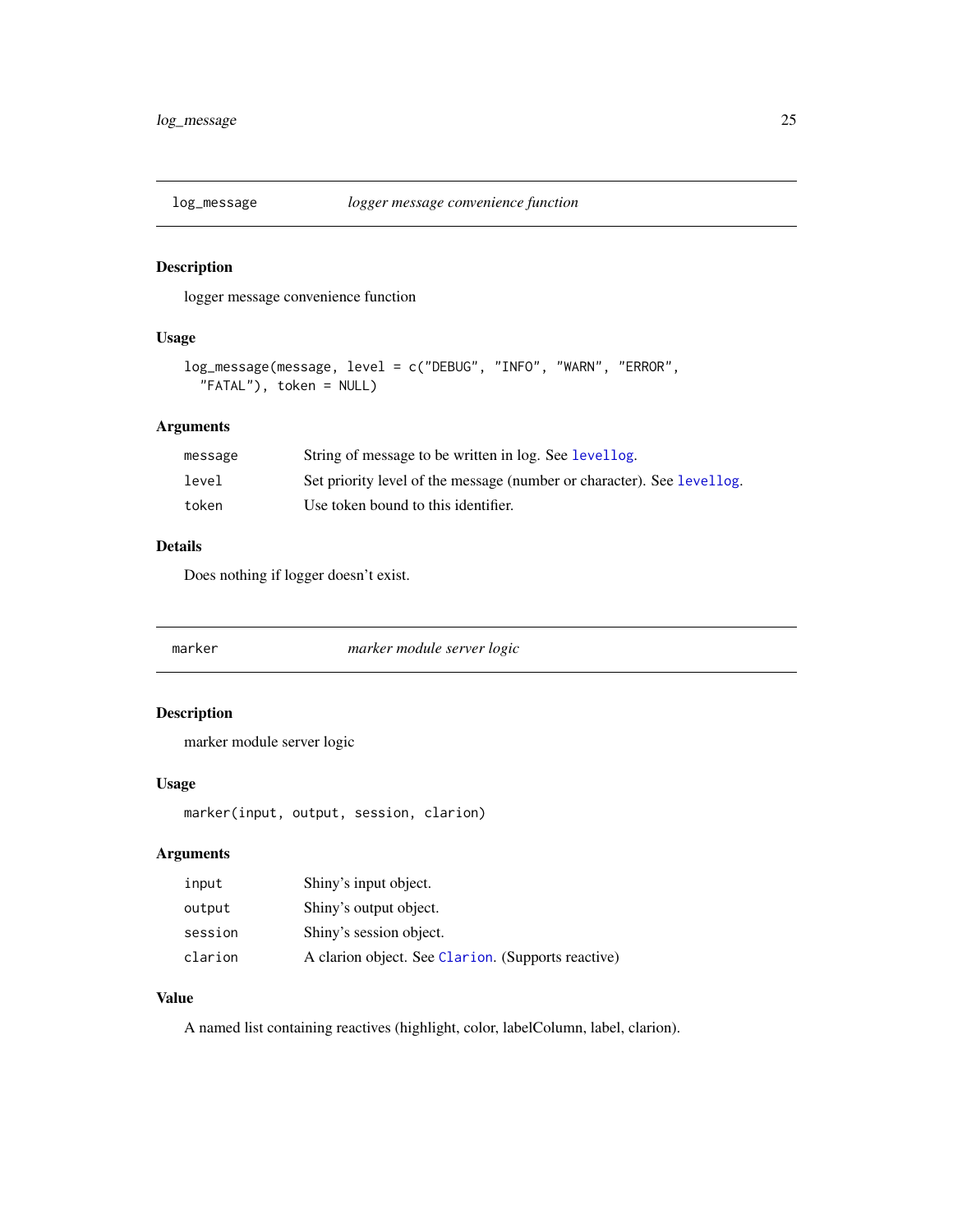## log_message *logger message convenience function*

### Description

logger message convenience function

### Usage

```
log_message(message, level = c("DEBUG", "INFO", "WARN", "ERROR",
  "FATAL"), token = NULL)
```

### Arguments

| | |
|---|---|
| message | String of message to be written in log. See levellog. |
| level | Set priority level of the message (number or character). See levellog. |
| token | Use token bound to this identifier. |

### Details

Does nothing if logger doesn't exist.

## marker *marker module server logic*

### Description

marker module server logic

### Usage

```
marker(input, output, session, clarion)
```

### Arguments

| | |
|---|---|
| input | Shiny's input object. |
| output | Shiny's output object. |
| session | Shiny's session object. |
| clarion | A clarion object. See Clarion. (Supports reactive) |

### Value

A named list containing reactives (highlight, color, labelColumn, label, clarion).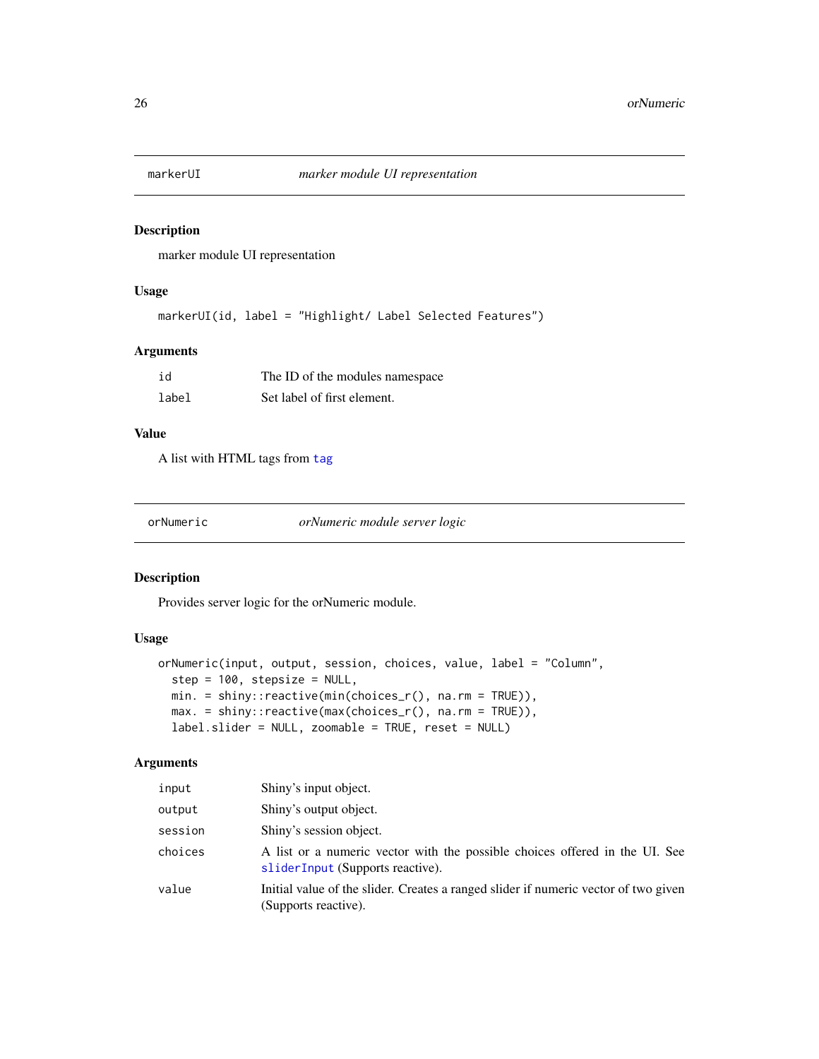## markerUI *marker module UI representation*

### Description

marker module UI representation

### Usage

```
markerUI(id, label = "Highlight/ Label Selected Features")
```

### Arguments

| | |
|---|---|
| id | The ID of the modules namespace |
| label | Set label of first element. |

### Value

A list with HTML tags from tag

## orNumeric *orNumeric module server logic*

### Description

Provides server logic for the orNumeric module.

### Usage

```
orNumeric(input, output, session, choices, value, label = "Column",
  step = 100, stepsize = NULL,
  min. = shiny::reactive(min(choices_r(), na.rm = TRUE)),
  max. = shiny::reactive(max(choices_r(), na.rm = TRUE)),
  label.slider = NULL, zoomable = TRUE, reset = NULL)
```

### Arguments

| | |
|---|---|
| input | Shiny's input object. |
| output | Shiny's output object. |
| session | Shiny's session object. |
| choices | A list or a numeric vector with the possible choices offered in the UI. See sliderInput (Supports reactive). |
| value | Initial value of the slider. Creates a ranged slider if numeric vector of two given (Supports reactive). |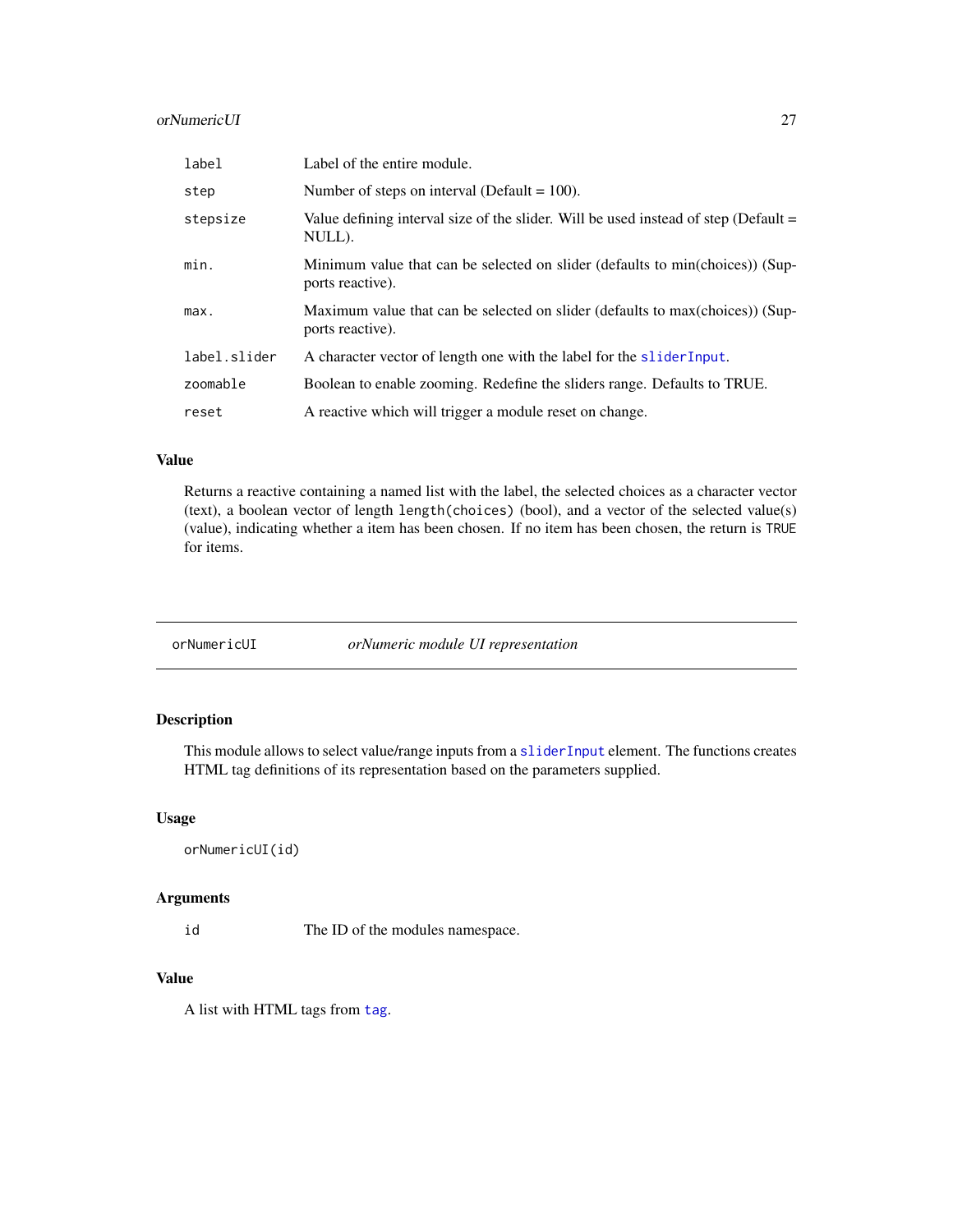| | |
|---|---|
| `label` | Label of the entire module. |
| `step` | Number of steps on interval (Default = 100). |
| `stepsize` | Value defining interval size of the slider. Will be used instead of step (Default = NULL). |
| `min.` | Minimum value that can be selected on slider (defaults to min(choices)) (Supports reactive). |
| `max.` | Maximum value that can be selected on slider (defaults to max(choices)) (Supports reactive). |
| `label.slider` | A character vector of length one with the label for the `sliderInput`. |
| `zoomable` | Boolean to enable zooming. Redefine the sliders range. Defaults to TRUE. |
| `reset` | A reactive which will trigger a module reset on change. |

### Value

Returns a reactive containing a named list with the label, the selected choices as a character vector (text), a boolean vector of length `length(choices)` (bool), and a vector of the selected value(s) (value), indicating whether a item has been chosen. If no item has been chosen, the return is `TRUE` for items.

---

## orNumericUI &nbsp;&nbsp;&nbsp; *orNumeric module UI representation*

---

### Description

This module allows to select value/range inputs from a `sliderInput` element. The functions creates HTML tag definitions of its representation based on the parameters supplied.

### Usage

```
orNumericUI(id)
```

### Arguments

| | |
|---|---|
| `id` | The ID of the modules namespace. |

### Value

A list with HTML tags from `tag`.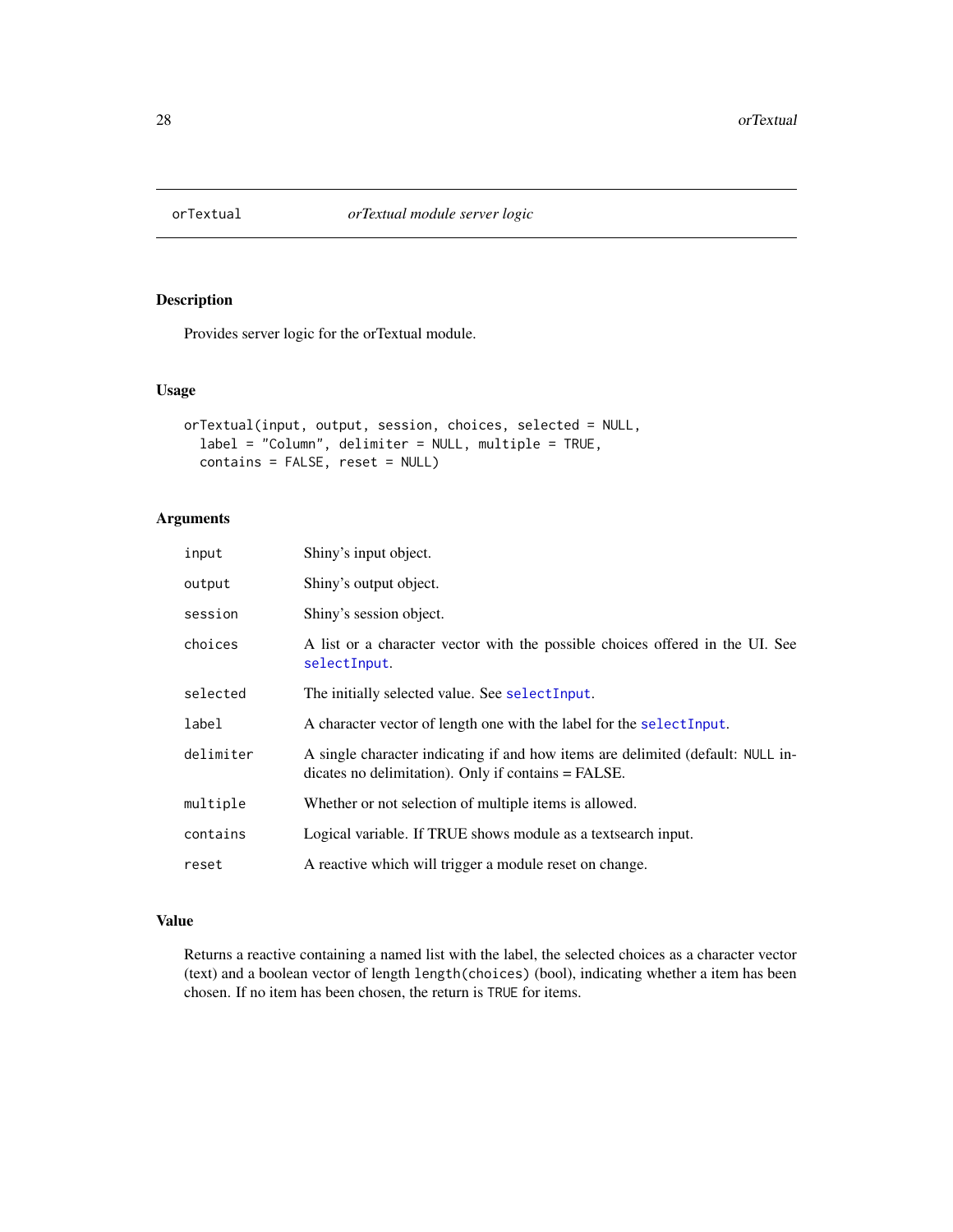# orTextual — *orTextual module server logic*

## Description

Provides server logic for the orTextual module.

## Usage

```
orTextual(input, output, session, choices, selected = NULL,
  label = "Column", delimiter = NULL, multiple = TRUE,
  contains = FALSE, reset = NULL)
```

## Arguments

| | |
|---|---|
| `input` | Shiny's input object. |
| `output` | Shiny's output object. |
| `session` | Shiny's session object. |
| `choices` | A list or a character vector with the possible choices offered in the UI. See `selectInput`. |
| `selected` | The initially selected value. See `selectInput`. |
| `label` | A character vector of length one with the label for the `selectInput`. |
| `delimiter` | A single character indicating if and how items are delimited (default: `NULL` indicates no delimitation). Only if contains = FALSE. |
| `multiple` | Whether or not selection of multiple items is allowed. |
| `contains` | Logical variable. If TRUE shows module as a textsearch input. |
| `reset` | A reactive which will trigger a module reset on change. |

## Value

Returns a reactive containing a named list with the label, the selected choices as a character vector (text) and a boolean vector of length `length(choices)` (bool), indicating whether a item has been chosen. If no item has been chosen, the return is `TRUE` for items.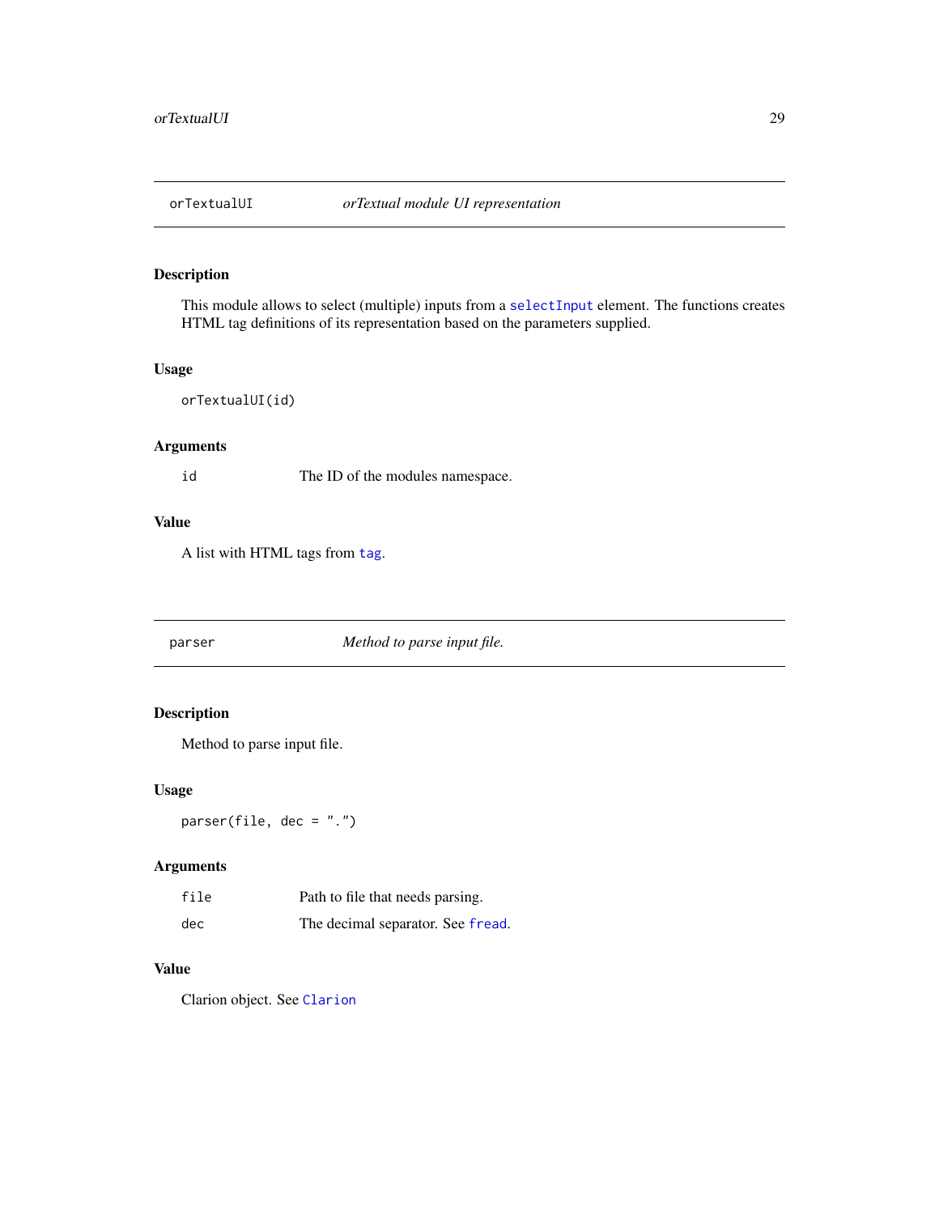## orTextualUI — *orTextual module UI representation*

### Description

This module allows to select (multiple) inputs from a `selectInput` element. The functions creates HTML tag definitions of its representation based on the parameters supplied.

### Usage

```
orTextualUI(id)
```

### Arguments

| | |
|---|---|
| id | The ID of the modules namespace. |

### Value

A list with HTML tags from `tag`.

## parser — *Method to parse input file.*

### Description

Method to parse input file.

### Usage

```
parser(file, dec = ".")
```

### Arguments

| | |
|---|---|
| file | Path to file that needs parsing. |
| dec | The decimal separator. See `fread`. |

### Value

Clarion object. See `Clarion`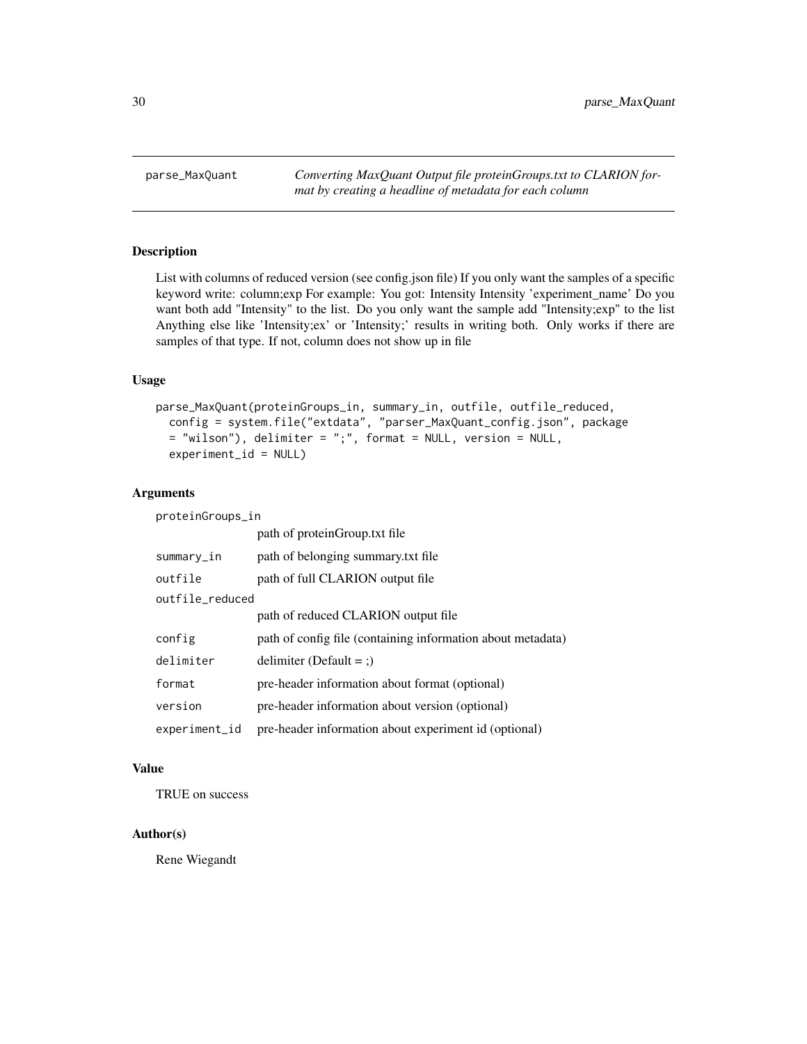parse_MaxQuant    *Converting MaxQuant Output file proteinGroups.txt to CLARION format by creating a headline of metadata for each column*

## Description

List with columns of reduced version (see config.json file) If you only want the samples of a specific keyword write: column;exp For example: You got: Intensity Intensity 'experiment_name' Do you want both add "Intensity" to the list. Do you only want the sample add "Intensity;exp" to the list Anything else like 'Intensity;ex' or 'Intensity;' results in writing both. Only works if there are samples of that type. If not, column does not show up in file

## Usage

```
parse_MaxQuant(proteinGroups_in, summary_in, outfile, outfile_reduced,
  config = system.file("extdata", "parser_MaxQuant_config.json", package
  = "wilson"), delimiter = ";", format = NULL, version = NULL,
  experiment_id = NULL)
```

## Arguments

| | |
|---|---|
| proteinGroups_in | path of proteinGroup.txt file |
| summary_in | path of belonging summary.txt file |
| outfile | path of full CLARION output file |
| outfile_reduced | path of reduced CLARION output file |
| config | path of config file (containing information about metadata) |
| delimiter | delimiter (Default = ;) |
| format | pre-header information about format (optional) |
| version | pre-header information about version (optional) |
| experiment_id | pre-header information about experiment id (optional) |

## Value

TRUE on success

## Author(s)

Rene Wiegandt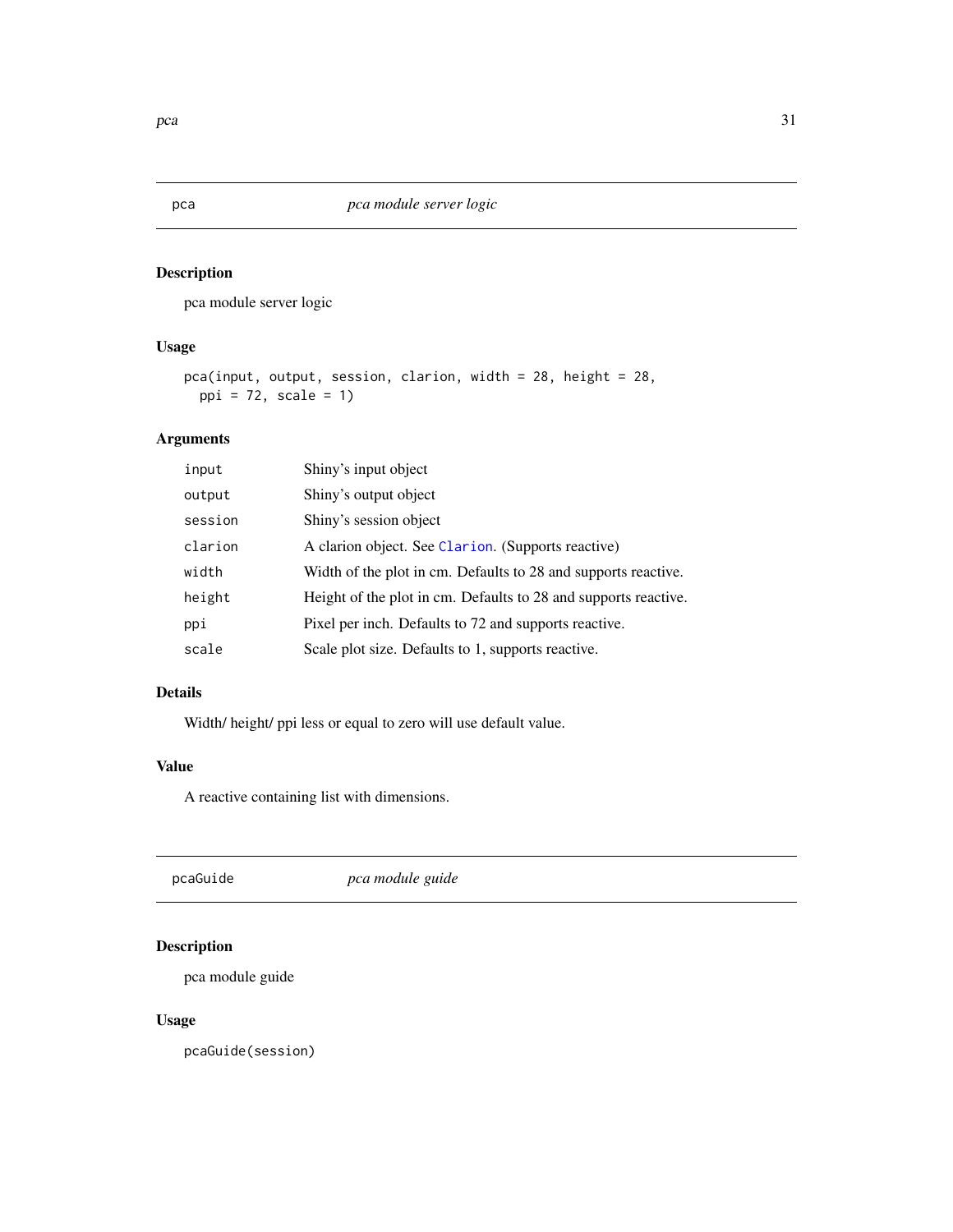## pca — *pca module server logic*

### Description

pca module server logic

### Usage

```
pca(input, output, session, clarion, width = 28, height = 28,
  ppi = 72, scale = 1)
```

### Arguments

| | |
|---|---|
| `input` | Shiny's input object |
| `output` | Shiny's output object |
| `session` | Shiny's session object |
| `clarion` | A clarion object. See `Clarion`. (Supports reactive) |
| `width` | Width of the plot in cm. Defaults to 28 and supports reactive. |
| `height` | Height of the plot in cm. Defaults to 28 and supports reactive. |
| `ppi` | Pixel per inch. Defaults to 72 and supports reactive. |
| `scale` | Scale plot size. Defaults to 1, supports reactive. |

### Details

Width/ height/ ppi less or equal to zero will use default value.

### Value

A reactive containing list with dimensions.

## pcaGuide — *pca module guide*

### Description

pca module guide

### Usage

```
pcaGuide(session)
```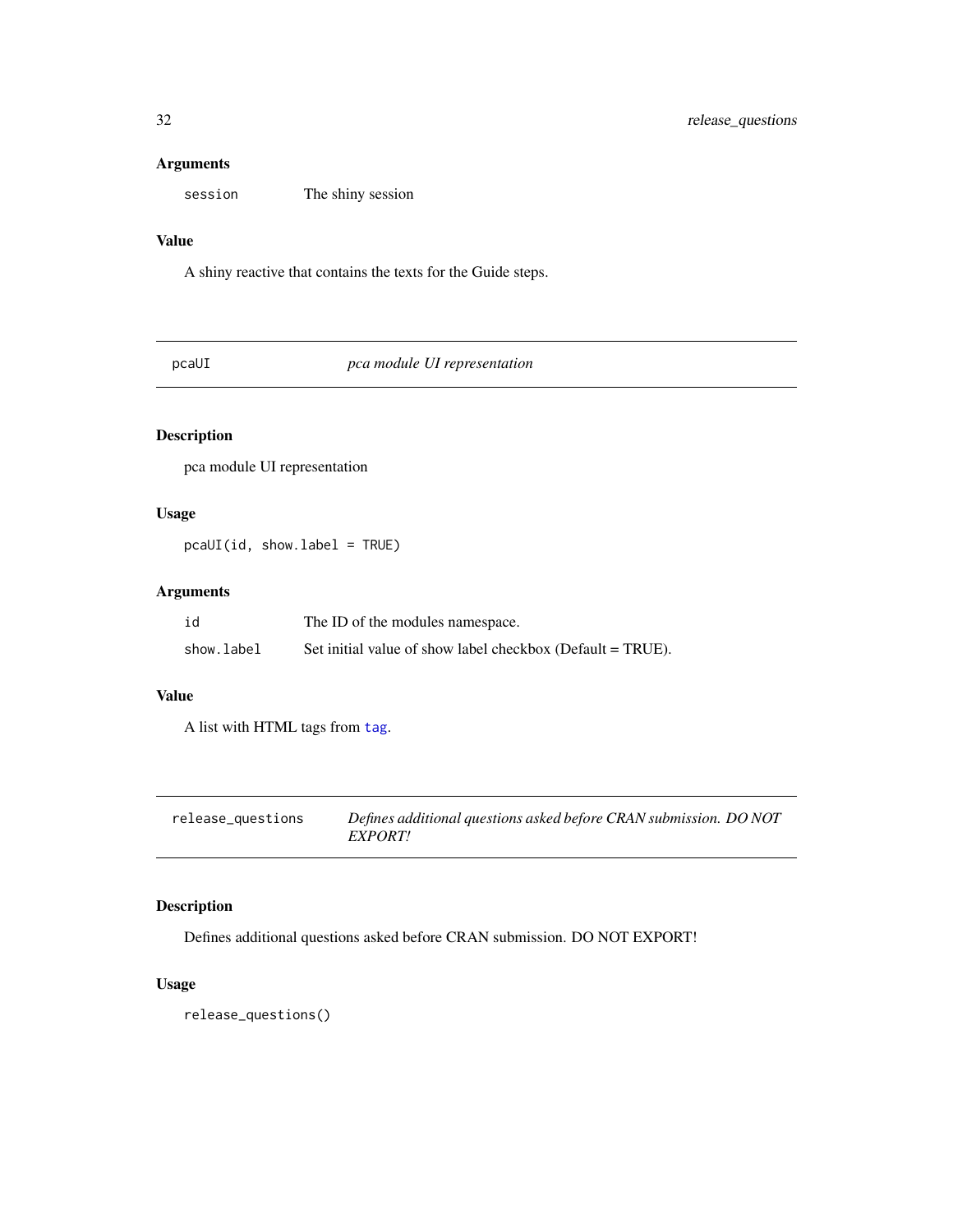### Arguments

| | |
|---|---|
| `session` | The shiny session |

### Value

A shiny reactive that contains the texts for the Guide steps.

---

## pcaUI — *pca module UI representation*

### Description

pca module UI representation

### Usage

```
pcaUI(id, show.label = TRUE)
```

### Arguments

| | |
|---|---|
| `id` | The ID of the modules namespace. |
| `show.label` | Set initial value of show label checkbox (Default = TRUE). |

### Value

A list with HTML tags from `tag`.

---

## release_questions — *Defines additional questions asked before CRAN submission. DO NOT EXPORT!*

### Description

Defines additional questions asked before CRAN submission. DO NOT EXPORT!

### Usage

```
release_questions()
```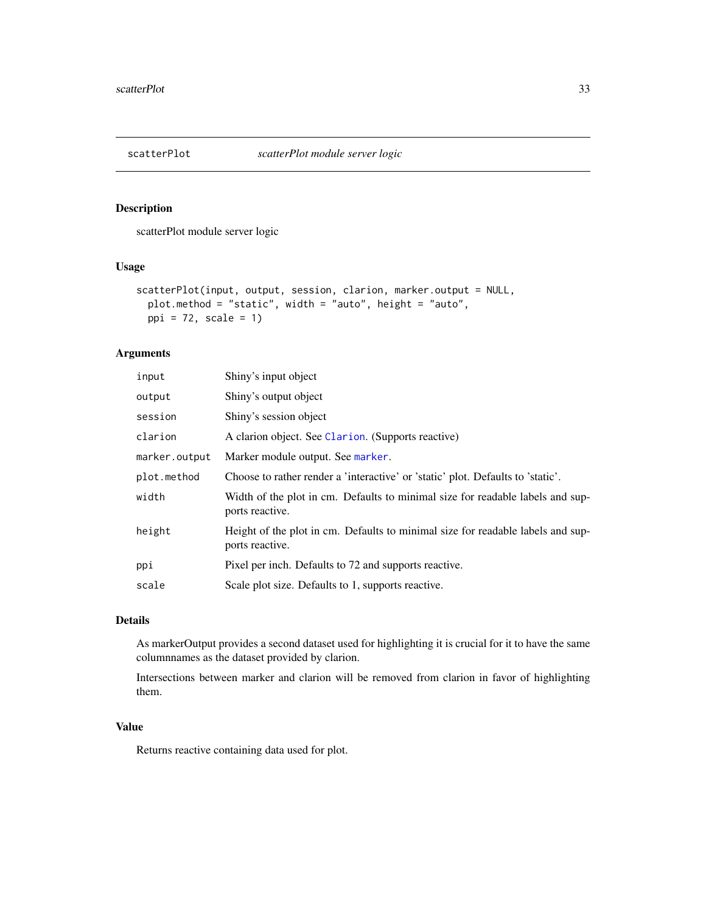# scatterPlot — *scatterPlot module server logic*

## Description

scatterPlot module server logic

## Usage

```
scatterPlot(input, output, session, clarion, marker.output = NULL,
  plot.method = "static", width = "auto", height = "auto",
  ppi = 72, scale = 1)
```

## Arguments

| | |
|---|---|
| input | Shiny's input object |
| output | Shiny's output object |
| session | Shiny's session object |
| clarion | A clarion object. See Clarion. (Supports reactive) |
| marker.output | Marker module output. See marker. |
| plot.method | Choose to rather render a 'interactive' or 'static' plot. Defaults to 'static'. |
| width | Width of the plot in cm. Defaults to minimal size for readable labels and supports reactive. |
| height | Height of the plot in cm. Defaults to minimal size for readable labels and supports reactive. |
| ppi | Pixel per inch. Defaults to 72 and supports reactive. |
| scale | Scale plot size. Defaults to 1, supports reactive. |

## Details

As markerOutput provides a second dataset used for highlighting it is crucial for it to have the same columnnames as the dataset provided by clarion.

Intersections between marker and clarion will be removed from clarion in favor of highlighting them.

## Value

Returns reactive containing data used for plot.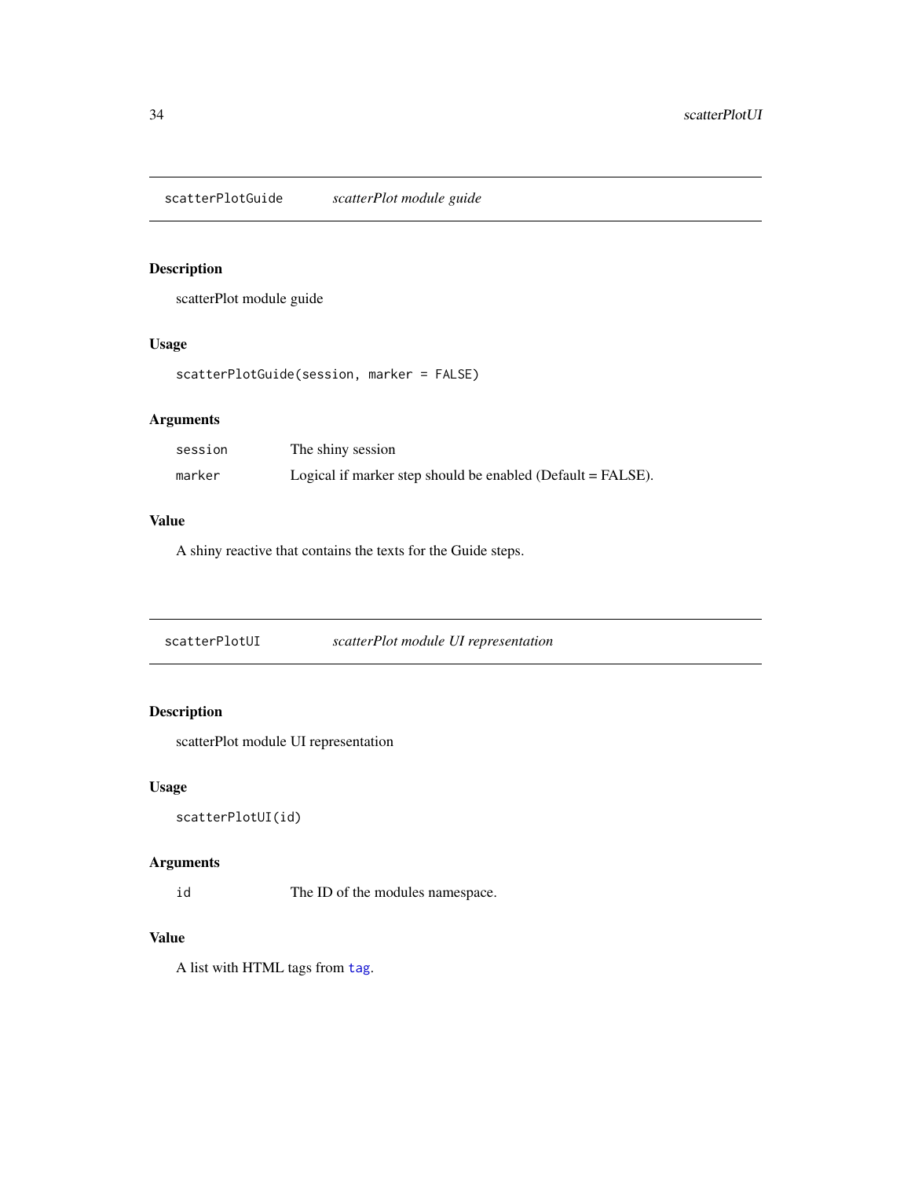## scatterPlotGuide *scatterPlot module guide*

### Description

scatterPlot module guide

### Usage

```
scatterPlotGuide(session, marker = FALSE)
```

### Arguments

| | |
|---|---|
| session | The shiny session |
| marker | Logical if marker step should be enabled (Default = FALSE). |

### Value

A shiny reactive that contains the texts for the Guide steps.

## scatterPlotUI *scatterPlot module UI representation*

### Description

scatterPlot module UI representation

### Usage

```
scatterPlotUI(id)
```

### Arguments

| | |
|---|---|
| id | The ID of the modules namespace. |

### Value

A list with HTML tags from `tag`.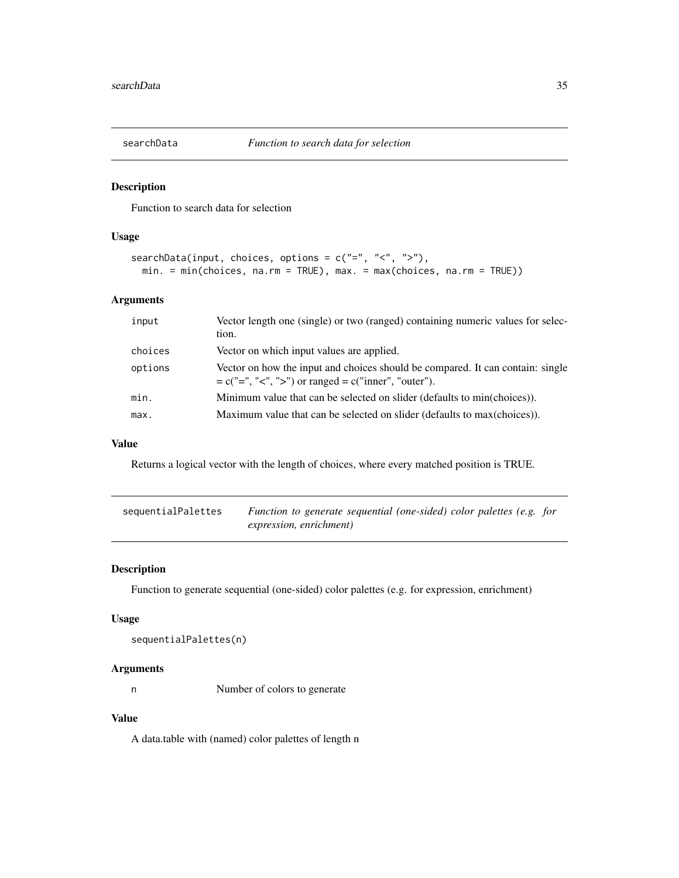## searchData *Function to search data for selection*

### Description

Function to search data for selection

### Usage

```
searchData(input, choices, options = c("=", "<", ">"),
  min. = min(choices, na.rm = TRUE), max. = max(choices, na.rm = TRUE))
```

### Arguments

| | |
|---|---|
| input | Vector length one (single) or two (ranged) containing numeric values for selection. |
| choices | Vector on which input values are applied. |
| options | Vector on how the input and choices should be compared. It can contain: single = c("=", "<", ">") or ranged = c("inner", "outer"). |
| min. | Minimum value that can be selected on slider (defaults to min(choices)). |
| max. | Maximum value that can be selected on slider (defaults to max(choices)). |

### Value

Returns a logical vector with the length of choices, where every matched position is TRUE.

## sequentialPalettes *Function to generate sequential (one-sided) color palettes (e.g. for expression, enrichment)*

### Description

Function to generate sequential (one-sided) color palettes (e.g. for expression, enrichment)

### Usage

```
sequentialPalettes(n)
```

### Arguments

| | |
|---|---|
| n | Number of colors to generate |

### Value

A data.table with (named) color palettes of length n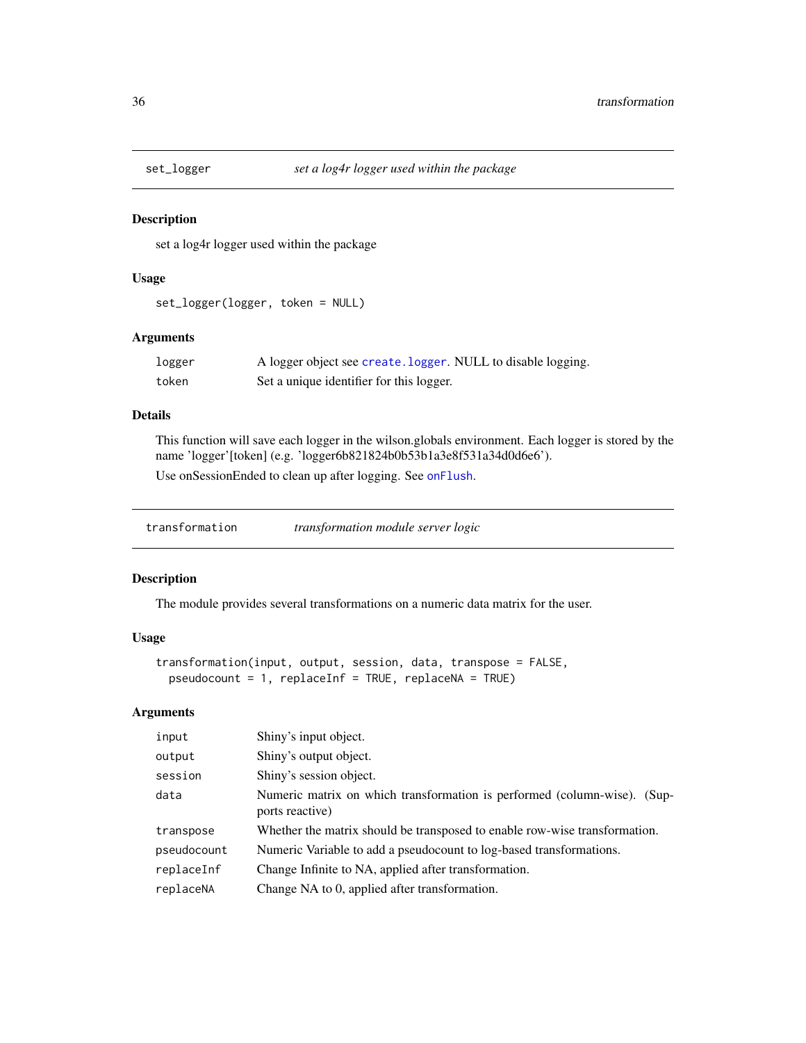## set_logger — *set a log4r logger used within the package*

### Description

set a log4r logger used within the package

### Usage

```
set_logger(logger, token = NULL)
```

### Arguments

| | |
|---|---|
| logger | A logger object see create.logger. NULL to disable logging. |
| token | Set a unique identifier for this logger. |

### Details

This function will save each logger in the wilson.globals environment. Each logger is stored by the name 'logger'[token] (e.g. 'logger6b821824b0b53b1a3e8f531a34d0d6e6').

Use onSessionEnded to clean up after logging. See onFlush.

## transformation — *transformation module server logic*

### Description

The module provides several transformations on a numeric data matrix for the user.

### Usage

```
transformation(input, output, session, data, transpose = FALSE,
  pseudocount = 1, replaceInf = TRUE, replaceNA = TRUE)
```

### Arguments

| | |
|---|---|
| input | Shiny's input object. |
| output | Shiny's output object. |
| session | Shiny's session object. |
| data | Numeric matrix on which transformation is performed (column-wise). (Supports reactive) |
| transpose | Whether the matrix should be transposed to enable row-wise transformation. |
| pseudocount | Numeric Variable to add a pseudocount to log-based transformations. |
| replaceInf | Change Infinite to NA, applied after transformation. |
| replaceNA | Change NA to 0, applied after transformation. |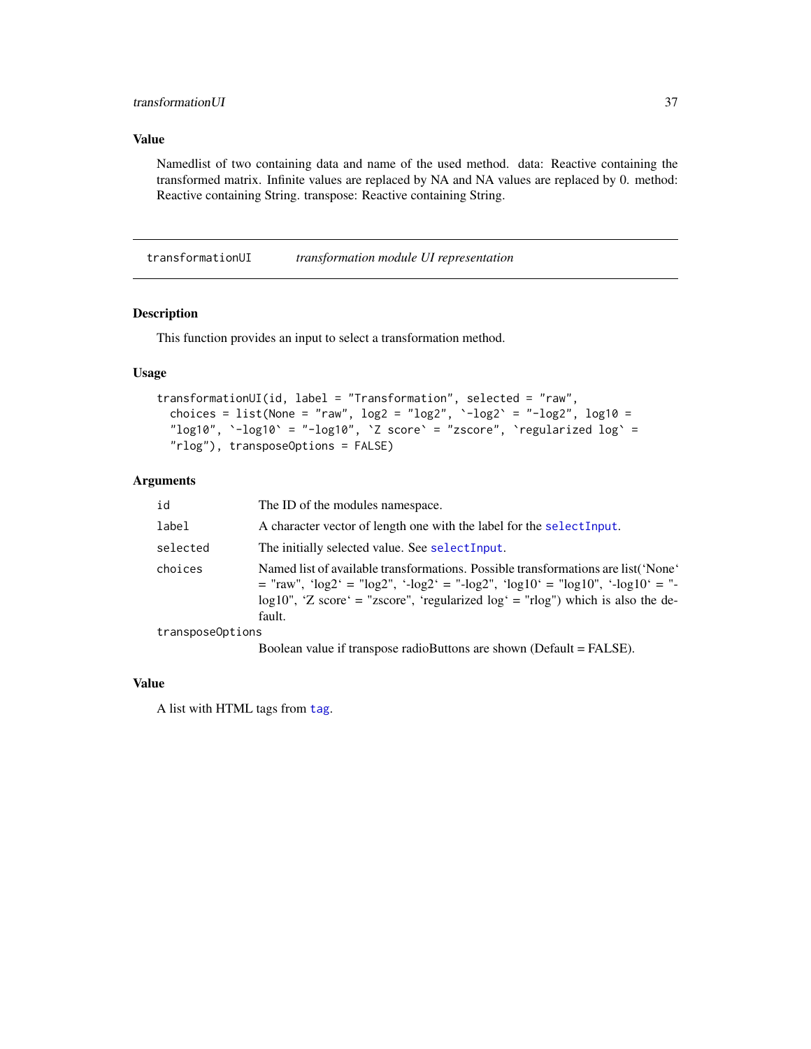## Value

Namedlist of two containing data and name of the used method. data: Reactive containing the transformed matrix. Infinite values are replaced by NA and NA values are replaced by 0. method: Reactive containing String. transpose: Reactive containing String.

---

transformationUI *transformation module UI representation*

---

## Description

This function provides an input to select a transformation method.

## Usage

```
transformationUI(id, label = "Transformation", selected = "raw",
  choices = list(None = "raw", log2 = "log2", `-log2` = "-log2", log10 =
  "log10", `-log10` = "-log10", `Z score` = "zscore", `regularized log` =
  "rlog"), transposeOptions = FALSE)
```

## Arguments

| | |
|---|---|
| id | The ID of the modules namespace. |
| label | A character vector of length one with the label for the selectInput. |
| selected | The initially selected value. See selectInput. |
| choices | Named list of available transformations. Possible transformations are list('None' = "raw", 'log2' = "log2", '-log2' = "-log2", 'log10' = "log10", '-log10' = "-log10", 'Z score' = "zscore", 'regularized log' = "rlog") which is also the default. |
| transposeOptions | Boolean value if transpose radioButtons are shown (Default = FALSE). |

## Value

A list with HTML tags from tag.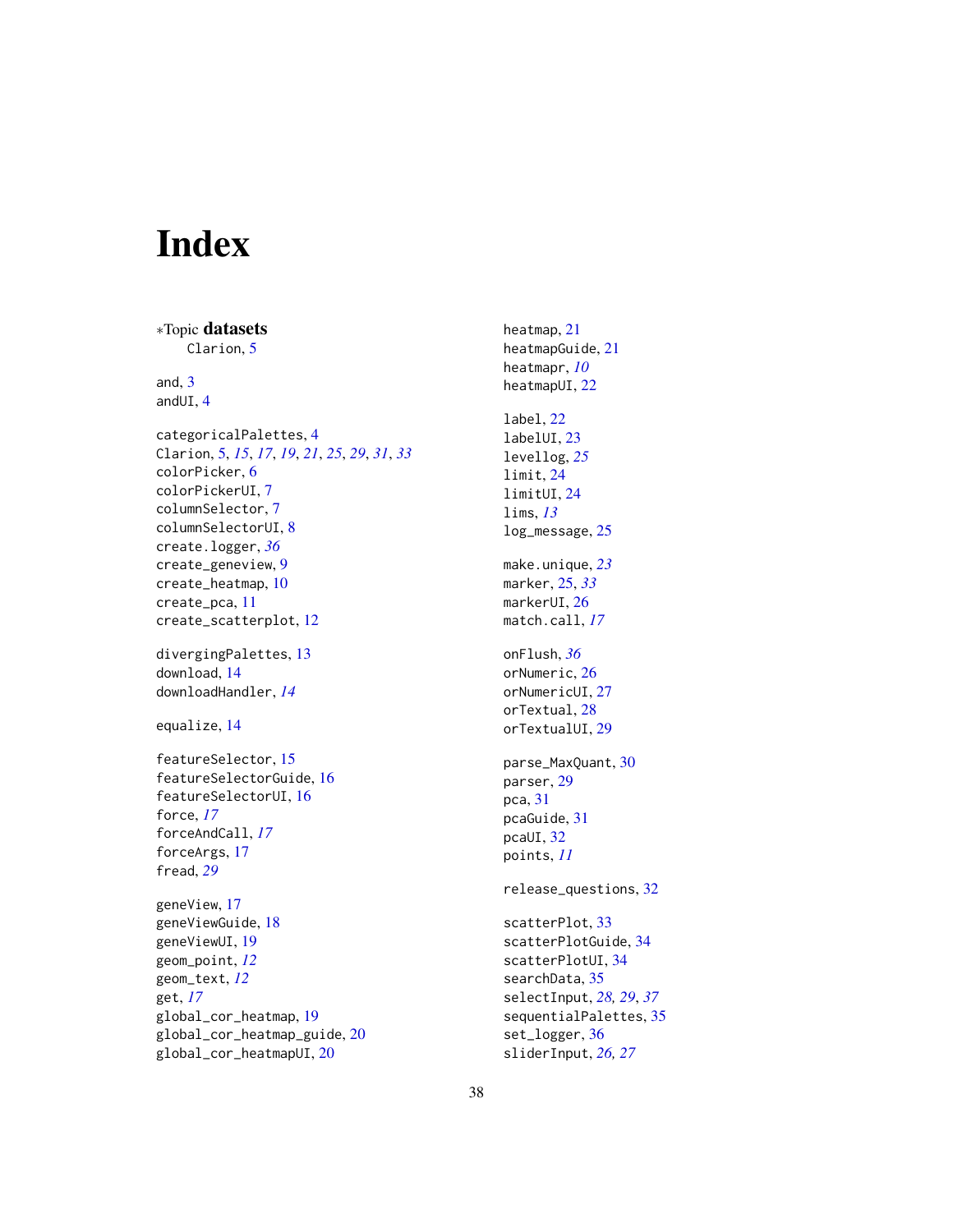# Index

∗Topic **datasets**
  Clarion, 5

and, 3
andUI, 4

categoricalPalettes, 4
Clarion, 5, *15*, *17*, *19*, *21*, *25*, *29*, *31*, *33*
colorPicker, 6
colorPickerUI, 7
columnSelector, 7
columnSelectorUI, 8
create.logger, *36*
create_geneview, 9
create_heatmap, 10
create_pca, 11
create_scatterplot, 12

divergingPalettes, 13
download, 14
downloadHandler, *14*

equalize, 14

featureSelector, 15
featureSelectorGuide, 16
featureSelectorUI, 16
force, *17*
forceAndCall, *17*
forceArgs, 17
fread, *29*

geneView, 17
geneViewGuide, 18
geneViewUI, 19
geom_point, *12*
geom_text, *12*
get, *17*
global_cor_heatmap, 19
global_cor_heatmap_guide, 20
global_cor_heatmapUI, 20

heatmap, 21
heatmapGuide, 21
heatmapr, *10*
heatmapUI, 22

label, 22
labelUI, 23
levellog, *25*
limit, 24
limitUI, 24
lims, *13*
log_message, 25

make.unique, *23*
marker, 25, *33*
markerUI, 26
match.call, *17*

onFlush, *36*
orNumeric, 26
orNumericUI, 27
orTextual, 28
orTextualUI, 29

parse_MaxQuant, 30
parser, 29
pca, 31
pcaGuide, 31
pcaUI, 32
points, *11*

release_questions, 32

scatterPlot, 33
scatterPlotGuide, 34
scatterPlotUI, 34
searchData, 35
selectInput, *28, 29*, *37*
sequentialPalettes, 35
set_logger, 36
sliderInput, *26, 27*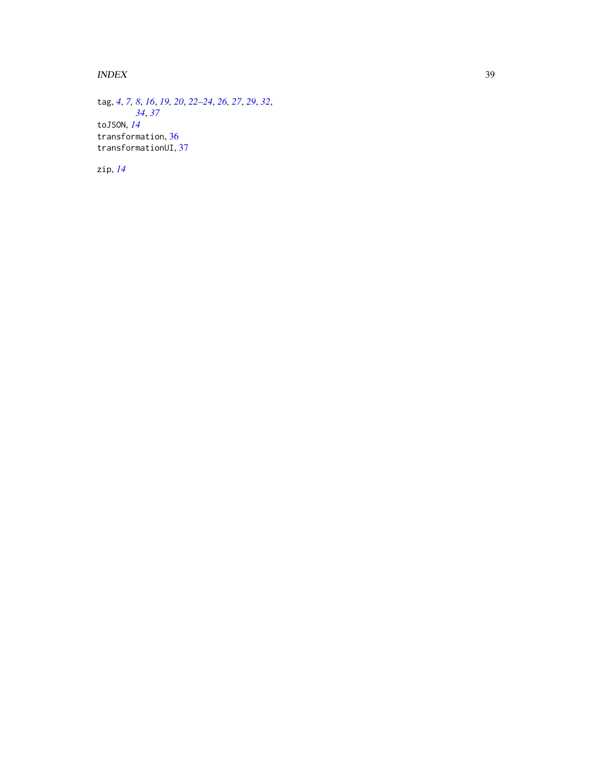tag, *4*, *7, 8*, *16*, *19, 20*, *22–24*, *26, 27*, *29*, *32*, *34*, *37*
toJSON, *14*
transformation, 36
transformationUI, 37

zip, *14*